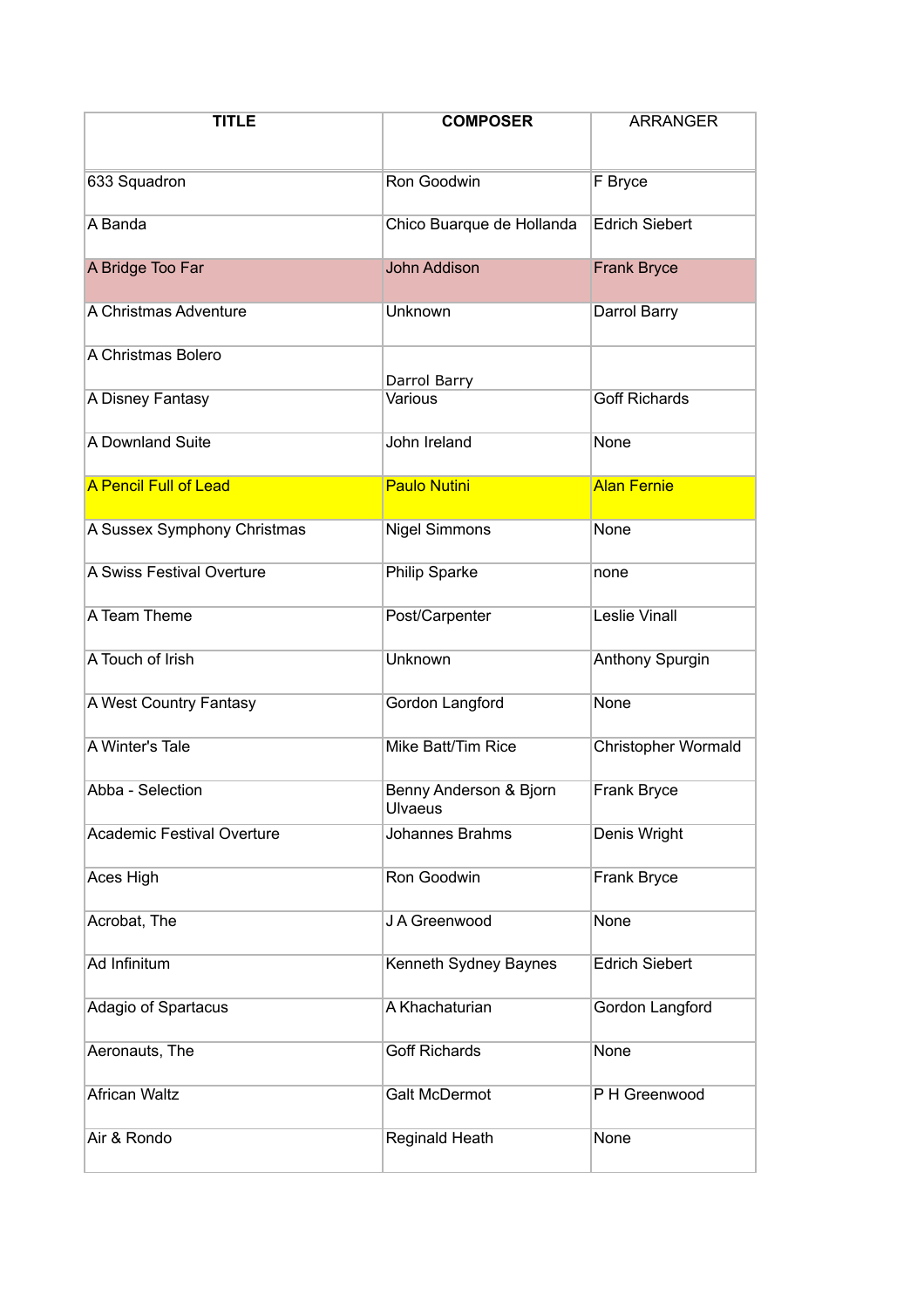| TITLE | COMPOSER | ARRANGER |
|---|---|---|
| 633 Squadron | Ron Goodwin | F Bryce |
| A Banda | Chico Buarque de Hollanda | Edrich Siebert |
| A Bridge Too Far | John Addison | Frank Bryce |
| A Christmas Adventure | Unknown | Darrol Barry |
| A Christmas Bolero | Darrol Barry | |
| A Disney Fantasy | Various | Goff Richards |
| A Downland Suite | John Ireland | None |
| A Pencil Full of Lead | Paulo Nutini | Alan Fernie |
| A Sussex Symphony Christmas | Nigel Simmons | None |
| A Swiss Festival Overture | Philip Sparke | none |
| A Team Theme | Post/Carpenter | Leslie Vinall |
| A Touch of Irish | Unknown | Anthony Spurgin |
| A West Country Fantasy | Gordon Langford | None |
| A Winter's Tale | Mike Batt/Tim Rice | Christopher Wormald |
| Abba - Selection | Benny Anderson & Bjorn Ulvaeus | Frank Bryce |
| Academic Festival Overture | Johannes Brahms | Denis Wright |
| Aces High | Ron Goodwin | Frank Bryce |
| Acrobat, The | J A Greenwood | None |
| Ad Infinitum | Kenneth Sydney Baynes | Edrich Siebert |
| Adagio of Spartacus | A Khachaturian | Gordon Langford |
| Aeronauts, The | Goff Richards | None |
| African Waltz | Galt McDermot | P H Greenwood |
| Air & Rondo | Reginald Heath | None |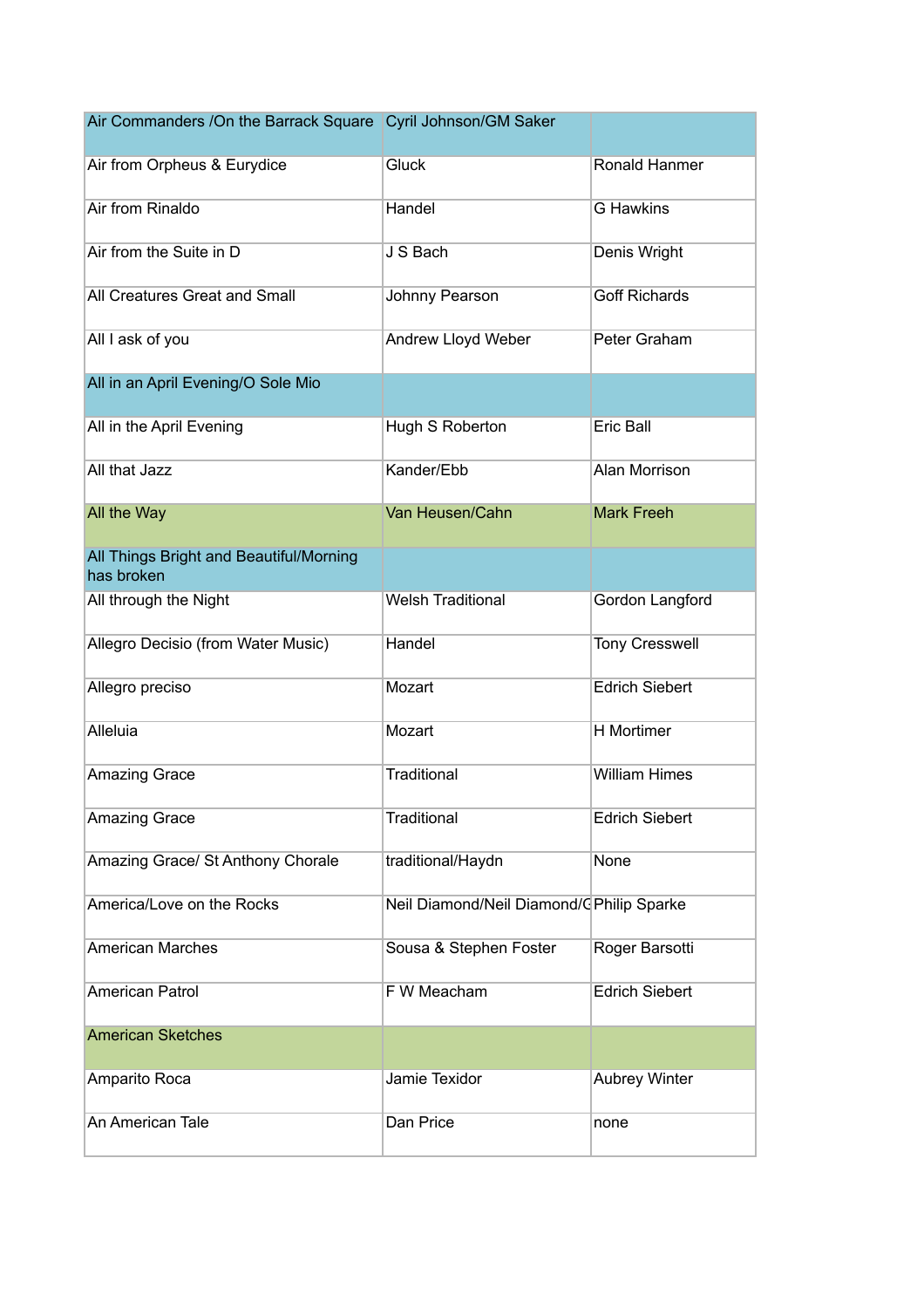| Air Commanders /On the Barrack Square | Cyril Johnson/GM Saker | |
|---|---|---|
| Air from Orpheus & Eurydice | Gluck | Ronald Hanmer |
| Air from Rinaldo | Handel | G Hawkins |
| Air from the Suite in D | J S Bach | Denis Wright |
| All Creatures Great and Small | Johnny Pearson | Goff Richards |
| All I ask of you | Andrew Lloyd Weber | Peter Graham |
| All in an April Evening/O Sole Mio | | |
| All in the April Evening | Hugh S Roberton | Eric Ball |
| All that Jazz | Kander/Ebb | Alan Morrison |
| All the Way | Van Heusen/Cahn | Mark Freeh |
| All Things Bright and Beautiful/Morning has broken | | |
| All through the Night | Welsh Traditional | Gordon Langford |
| Allegro Decisio (from Water Music) | Handel | Tony Cresswell |
| Allegro preciso | Mozart | Edrich Siebert |
| Alleluia | Mozart | H Mortimer |
| Amazing Grace | Traditional | William Himes |
| Amazing Grace | Traditional | Edrich Siebert |
| Amazing Grace/ St Anthony Chorale | traditional/Haydn | None |
| America/Love on the Rocks | Neil Diamond/Neil Diamond/G | Philip Sparke |
| American Marches | Sousa & Stephen Foster | Roger Barsotti |
| American Patrol | F W Meacham | Edrich Siebert |
| American Sketches | | |
| Amparito Roca | Jamie Texidor | Aubrey Winter |
| An American Tale | Dan Price | none |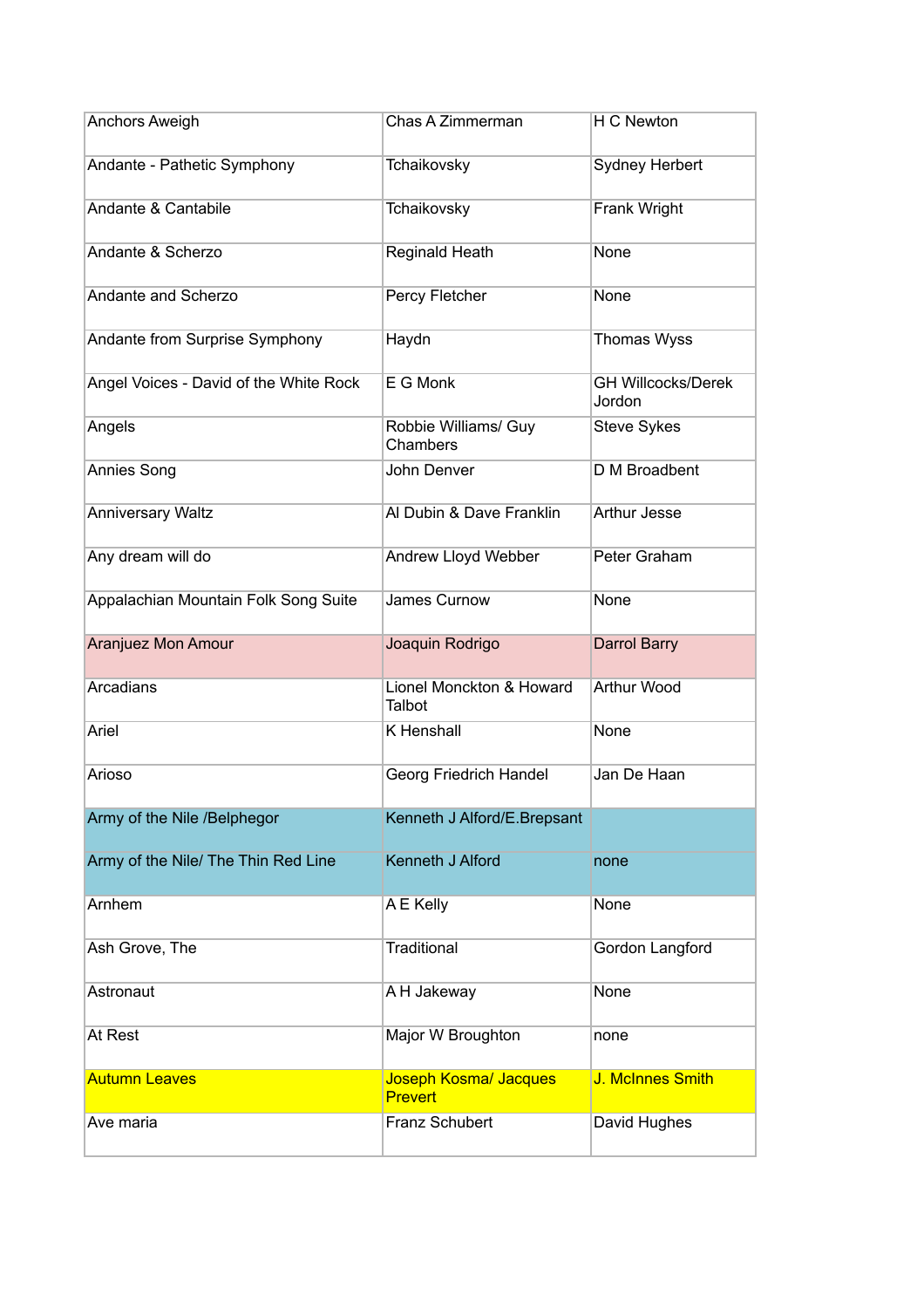| Anchors Aweigh | Chas A Zimmerman | H C Newton |
|---|---|---|
| Andante - Pathetic Symphony | Tchaikovsky | Sydney Herbert |
| Andante & Cantabile | Tchaikovsky | Frank Wright |
| Andante & Scherzo | Reginald Heath | None |
| Andante and Scherzo | Percy Fletcher | None |
| Andante from Surprise Symphony | Haydn | Thomas Wyss |
| Angel Voices - David of the White Rock | E G Monk | GH Willcocks/Derek Jordon |
| Angels | Robbie Williams/ Guy Chambers | Steve Sykes |
| Annies Song | John Denver | D M Broadbent |
| Anniversary Waltz | Al Dubin & Dave Franklin | Arthur Jesse |
| Any dream will do | Andrew Lloyd Webber | Peter Graham |
| Appalachian Mountain Folk Song Suite | James Curnow | None |
| Aranjuez Mon Amour | Joaquin Rodrigo | Darrol Barry |
| Arcadians | Lionel Monckton & Howard Talbot | Arthur Wood |
| Ariel | K Henshall | None |
| Arioso | Georg Friedrich Handel | Jan De Haan |
| Army of the Nile /Belphegor | Kenneth J Alford/E.Brepsant | |
| Army of the Nile/ The Thin Red Line | Kenneth J Alford | none |
| Arnhem | A E Kelly | None |
| Ash Grove, The | Traditional | Gordon Langford |
| Astronaut | A H Jakeway | None |
| At Rest | Major W Broughton | none |
| Autumn Leaves | Joseph Kosma/ Jacques Prevert | J. McInnes Smith |
| Ave maria | Franz Schubert | David Hughes |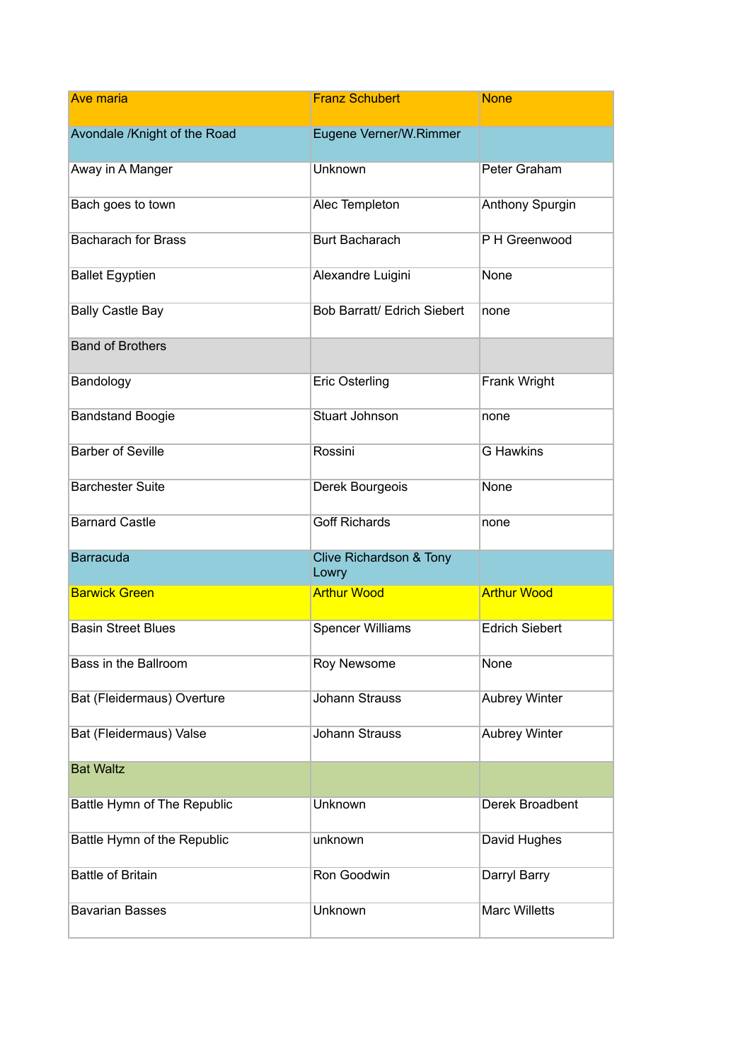| Ave maria | Franz Schubert | None |
|---|---|---|
| Avondale /Knight of the Road | Eugene Verner/W.Rimmer | |
| Away in A Manger | Unknown | Peter Graham |
| Bach goes to town | Alec Templeton | Anthony Spurgin |
| Bacharach for Brass | Burt Bacharach | P H Greenwood |
| Ballet Egyptien | Alexandre Luigini | None |
| Bally Castle Bay | Bob Barratt/ Edrich Siebert | none |
| Band of Brothers | | |
| Bandology | Eric Osterling | Frank Wright |
| Bandstand Boogie | Stuart Johnson | none |
| Barber of Seville | Rossini | G Hawkins |
| Barchester Suite | Derek Bourgeois | None |
| Barnard Castle | Goff Richards | none |
| Barracuda | Clive Richardson & Tony Lowry | |
| Barwick Green | Arthur Wood | Arthur Wood |
| Basin Street Blues | Spencer Williams | Edrich Siebert |
| Bass in the Ballroom | Roy Newsome | None |
| Bat (Fleidermaus) Overture | Johann Strauss | Aubrey Winter |
| Bat (Fleidermaus) Valse | Johann Strauss | Aubrey Winter |
| Bat Waltz | | |
| Battle Hymn of The Republic | Unknown | Derek Broadbent |
| Battle Hymn of the Republic | unknown | David Hughes |
| Battle of Britain | Ron Goodwin | Darryl Barry |
| Bavarian Basses | Unknown | Marc Willetts |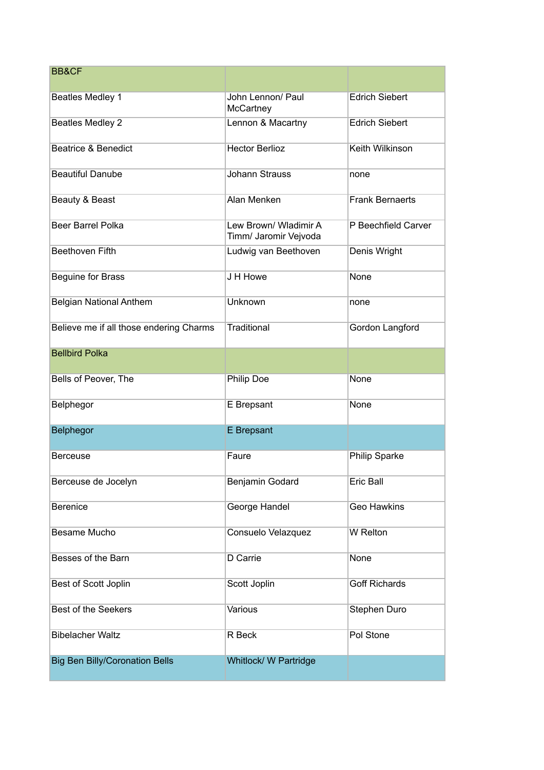| BB&CF | | |
|---|---|---|
| Beatles Medley 1 | John Lennon/ Paul McCartney | Edrich Siebert |
| Beatles Medley 2 | Lennon & Macartny | Edrich Siebert |
| Beatrice & Benedict | Hector Berlioz | Keith Wilkinson |
| Beautiful Danube | Johann Strauss | none |
| Beauty & Beast | Alan Menken | Frank Bernaerts |
| Beer Barrel Polka | Lew Brown/ Wladimir A Timm/ Jaromir Vejvoda | P Beechfield Carver |
| Beethoven Fifth | Ludwig van Beethoven | Denis Wright |
| Beguine for Brass | J H Howe | None |
| Belgian National Anthem | Unknown | none |
| Believe me if all those endering Charms | Traditional | Gordon Langford |
| Bellbird Polka | | |
| Bells of Peover, The | Philip Doe | None |
| Belphegor | E Brepsant | None |
| Belphegor | E Brepsant | |
| Berceuse | Faure | Philip Sparke |
| Berceuse de Jocelyn | Benjamin Godard | Eric Ball |
| Berenice | George Handel | Geo Hawkins |
| Besame Mucho | Consuelo Velazquez | W Relton |
| Besses of the Barn | D Carrie | None |
| Best of Scott Joplin | Scott Joplin | Goff Richards |
| Best of the Seekers | Various | Stephen Duro |
| Bibelacher Waltz | R Beck | Pol Stone |
| Big Ben Billy/Coronation Bells | Whitlock/ W Partridge | |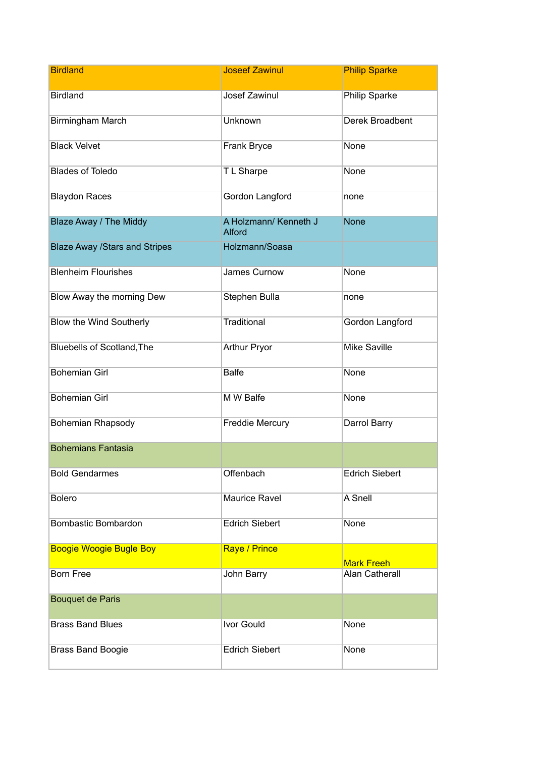| Birdland | Joseef Zawinul | Philip Sparke |
| --- | --- | --- |
| Birdland | Josef Zawinul | Philip Sparke |
| Birmingham March | Unknown | Derek Broadbent |
| Black Velvet | Frank Bryce | None |
| Blades of Toledo | T L Sharpe | None |
| Blaydon Races | Gordon Langford | none |
| Blaze Away / The Middy | A Holzmann/ Kenneth J Alford | None |
| Blaze Away /Stars and Stripes | Holzmann/Soasa | |
| Blenheim Flourishes | James Curnow | None |
| Blow Away the morning Dew | Stephen Bulla | none |
| Blow the Wind Southerly | Traditional | Gordon Langford |
| Bluebells of Scotland,The | Arthur Pryor | Mike Saville |
| Bohemian Girl | Balfe | None |
| Bohemian Girl | M W Balfe | None |
| Bohemian Rhapsody | Freddie Mercury | Darrol Barry |
| Bohemians Fantasia | | |
| Bold Gendarmes | Offenbach | Edrich Siebert |
| Bolero | Maurice Ravel | A Snell |
| Bombastic Bombardon | Edrich Siebert | None |
| Boogie Woogie Bugle Boy | Raye / Prince | Mark Freeh |
| Born Free | John Barry | Alan Catherall |
| Bouquet de Paris | | |
| Brass Band Blues | Ivor Gould | None |
| Brass Band Boogie | Edrich Siebert | None |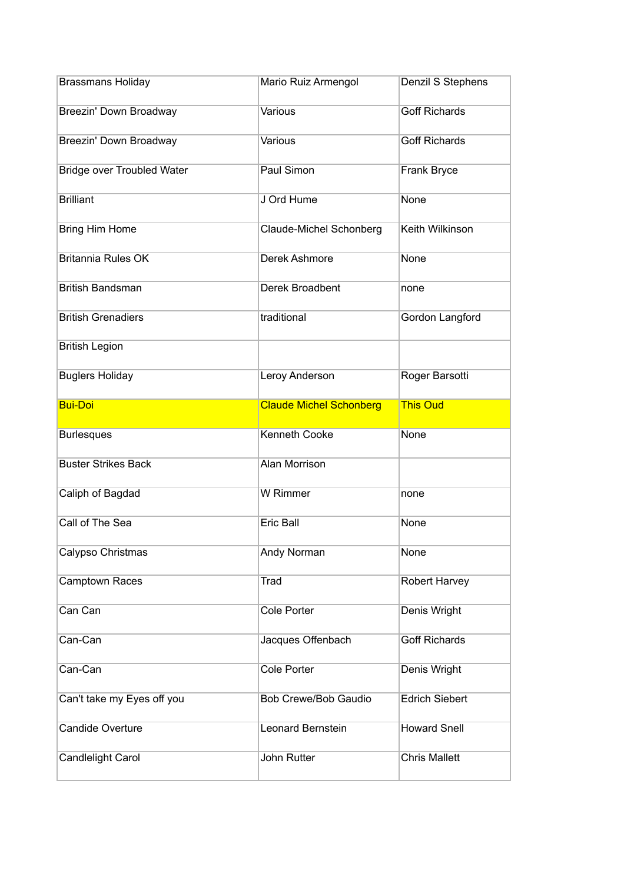| Brassmans Holiday | Mario Ruiz Armengol | Denzil S Stephens |
|---|---|---|
| Breezin' Down Broadway | Various | Goff Richards |
| Breezin' Down Broadway | Various | Goff Richards |
| Bridge over Troubled Water | Paul Simon | Frank Bryce |
| Brilliant | J Ord Hume | None |
| Bring Him Home | Claude-Michel Schonberg | Keith Wilkinson |
| Britannia Rules OK | Derek Ashmore | None |
| British Bandsman | Derek Broadbent | none |
| British Grenadiers | traditional | Gordon Langford |
| British Legion | | |
| Buglers Holiday | Leroy Anderson | Roger Barsotti |
| Bui-Doi | Claude Michel Schonberg | This Oud |
| Burlesques | Kenneth Cooke | None |
| Buster Strikes Back | Alan Morrison | |
| Caliph of Bagdad | W Rimmer | none |
| Call of The Sea | Eric Ball | None |
| Calypso Christmas | Andy Norman | None |
| Camptown Races | Trad | Robert Harvey |
| Can Can | Cole Porter | Denis Wright |
| Can-Can | Jacques Offenbach | Goff Richards |
| Can-Can | Cole Porter | Denis Wright |
| Can't take my Eyes off you | Bob Crewe/Bob Gaudio | Edrich Siebert |
| Candide Overture | Leonard Bernstein | Howard Snell |
| Candlelight Carol | John Rutter | Chris Mallett |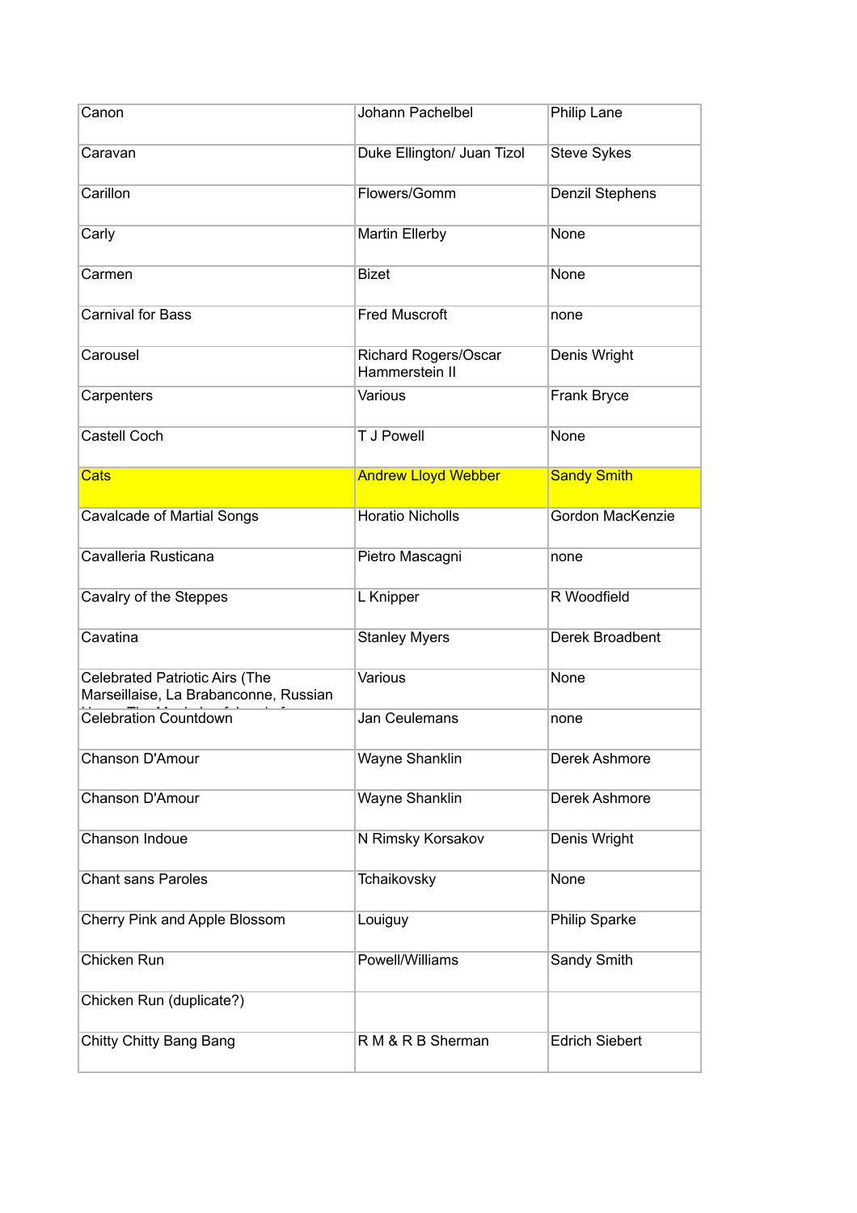| Canon | Johann Pachelbel | Philip Lane |
|---|---|---|
| Caravan | Duke Ellington/ Juan Tizol | Steve Sykes |
| Carillon | Flowers/Gomm | Denzil Stephens |
| Carly | Martin Ellerby | None |
| Carmen | Bizet | None |
| Carnival for Bass | Fred Muscroft | none |
| Carousel | Richard Rogers/Oscar Hammerstein II | Denis Wright |
| Carpenters | Various | Frank Bryce |
| Castell Coch | T J Powell | None |
| Cats | Andrew Lloyd Webber | Sandy Smith |
| Cavalcade of Martial Songs | Horatio Nicholls | Gordon MacKenzie |
| Cavalleria Rusticana | Pietro Mascagni | none |
| Cavalry of the Steppes | L Knipper | R Woodfield |
| Cavatina | Stanley Myers | Derek Broadbent |
| Celebrated Patriotic Airs (The Marseillaise, La Brabanconne, Russian | Various | None |
| Celebration Countdown | Jan Ceulemans | none |
| Chanson D'Amour | Wayne Shanklin | Derek Ashmore |
| Chanson D'Amour | Wayne Shanklin | Derek Ashmore |
| Chanson Indoue | N Rimsky Korsakov | Denis Wright |
| Chant sans Paroles | Tchaikovsky | None |
| Cherry Pink and Apple Blossom | Louiguy | Philip Sparke |
| Chicken Run | Powell/Williams | Sandy Smith |
| Chicken Run (duplicate?) | | |
| Chitty Chitty Bang Bang | R M & R B Sherman | Edrich Siebert |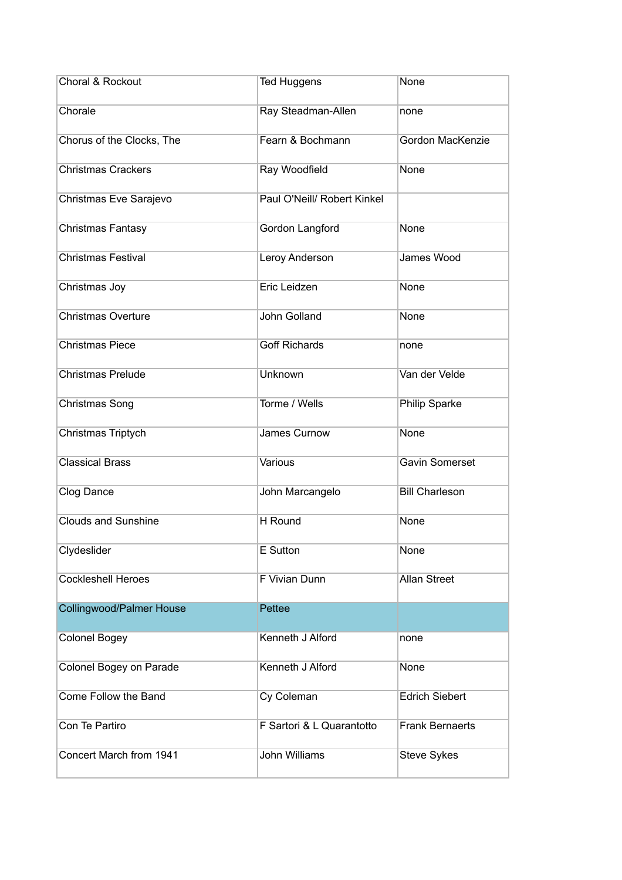| Choral & Rockout | Ted Huggens | None |
|---|---|---|
| Chorale | Ray Steadman-Allen | none |
| Chorus of the Clocks, The | Fearn & Bochmann | Gordon MacKenzie |
| Christmas Crackers | Ray Woodfield | None |
| Christmas Eve Sarajevo | Paul O'Neill/ Robert Kinkel | |
| Christmas Fantasy | Gordon Langford | None |
| Christmas Festival | Leroy Anderson | James Wood |
| Christmas Joy | Eric Leidzen | None |
| Christmas Overture | John Golland | None |
| Christmas Piece | Goff Richards | none |
| Christmas Prelude | Unknown | Van der Velde |
| Christmas Song | Torme / Wells | Philip Sparke |
| Christmas Triptych | James Curnow | None |
| Classical Brass | Various | Gavin Somerset |
| Clog Dance | John Marcangelo | Bill Charleson |
| Clouds and Sunshine | H Round | None |
| Clydeslider | E Sutton | None |
| Cockleshell Heroes | F Vivian Dunn | Allan Street |
| Collingwood/Palmer House | Pettee | |
| Colonel Bogey | Kenneth J Alford | none |
| Colonel Bogey on Parade | Kenneth J Alford | None |
| Come Follow the Band | Cy Coleman | Edrich Siebert |
| Con Te Partiro | F Sartori & L Quarantotto | Frank Bernaerts |
| Concert March from 1941 | John Williams | Steve Sykes |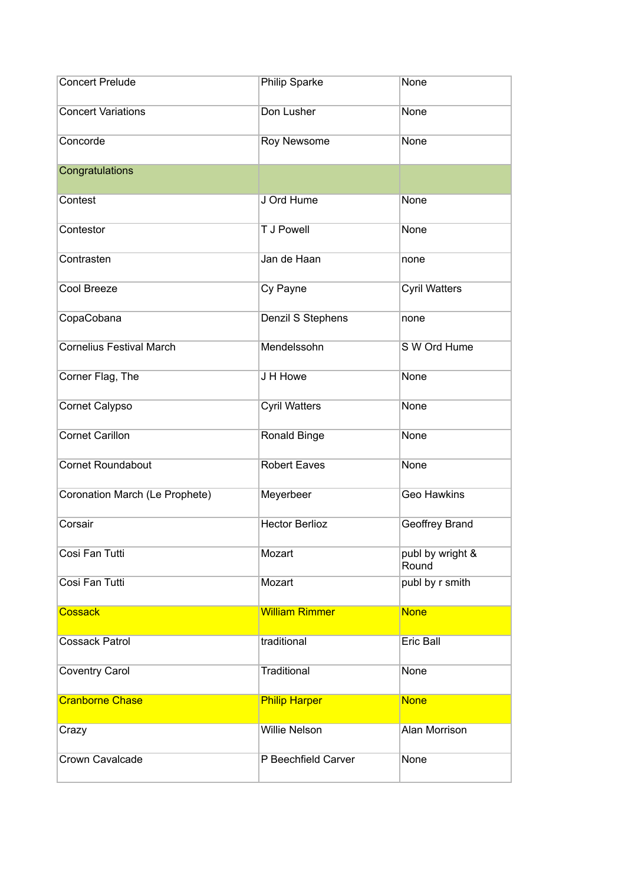| Concert Prelude | Philip Sparke | None |
|---|---|---|
| Concert Variations | Don Lusher | None |
| Concorde | Roy Newsome | None |
| Congratulations | | |
| Contest | J Ord Hume | None |
| Contestor | T J Powell | None |
| Contrasten | Jan de Haan | none |
| Cool Breeze | Cy Payne | Cyril Watters |
| CopaCobana | Denzil S Stephens | none |
| Cornelius Festival March | Mendelssohn | S W Ord Hume |
| Corner Flag, The | J H Howe | None |
| Cornet Calypso | Cyril Watters | None |
| Cornet Carillon | Ronald Binge | None |
| Cornet Roundabout | Robert Eaves | None |
| Coronation March (Le Prophete) | Meyerbeer | Geo Hawkins |
| Corsair | Hector Berlioz | Geoffrey Brand |
| Cosi Fan Tutti | Mozart | publ by wright & Round |
| Cosi Fan Tutti | Mozart | publ by r smith |
| Cossack | William Rimmer | None |
| Cossack Patrol | traditional | Eric Ball |
| Coventry Carol | Traditional | None |
| Cranborne Chase | Philip Harper | None |
| Crazy | Willie Nelson | Alan Morrison |
| Crown Cavalcade | P Beechfield Carver | None |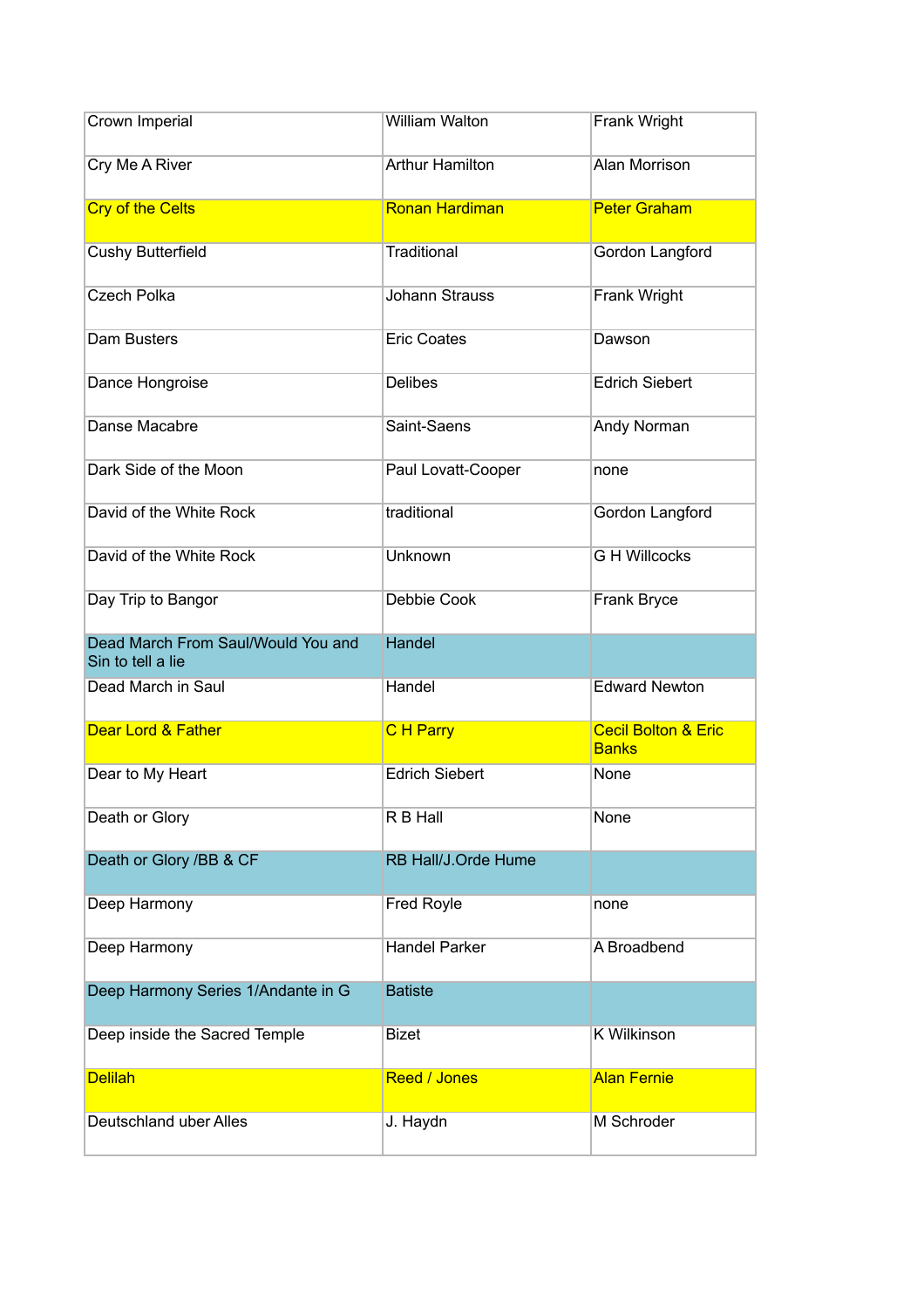| Crown Imperial | William Walton | Frank Wright |
|---|---|---|
| Cry Me A River | Arthur Hamilton | Alan Morrison |
| Cry of the Celts | Ronan Hardiman | Peter Graham |
| Cushy Butterfield | Traditional | Gordon Langford |
| Czech Polka | Johann Strauss | Frank Wright |
| Dam Busters | Eric Coates | Dawson |
| Dance Hongroise | Delibes | Edrich Siebert |
| Danse Macabre | Saint-Saens | Andy Norman |
| Dark Side of the Moon | Paul Lovatt-Cooper | none |
| David of the White Rock | traditional | Gordon Langford |
| David of the White Rock | Unknown | G H Willcocks |
| Day Trip to Bangor | Debbie Cook | Frank Bryce |
| Dead March From Saul/Would You and Sin to tell a lie | Handel | |
| Dead March in Saul | Handel | Edward Newton |
| Dear Lord & Father | C H Parry | Cecil Bolton & Eric Banks |
| Dear to My Heart | Edrich Siebert | None |
| Death or Glory | R B Hall | None |
| Death or Glory /BB & CF | RB Hall/J.Orde Hume | |
| Deep Harmony | Fred Royle | none |
| Deep Harmony | Handel Parker | A Broadbend |
| Deep Harmony Series 1/Andante in G | Batiste | |
| Deep inside the Sacred Temple | Bizet | K Wilkinson |
| Delilah | Reed / Jones | Alan Fernie |
| Deutschland uber Alles | J. Haydn | M Schroder |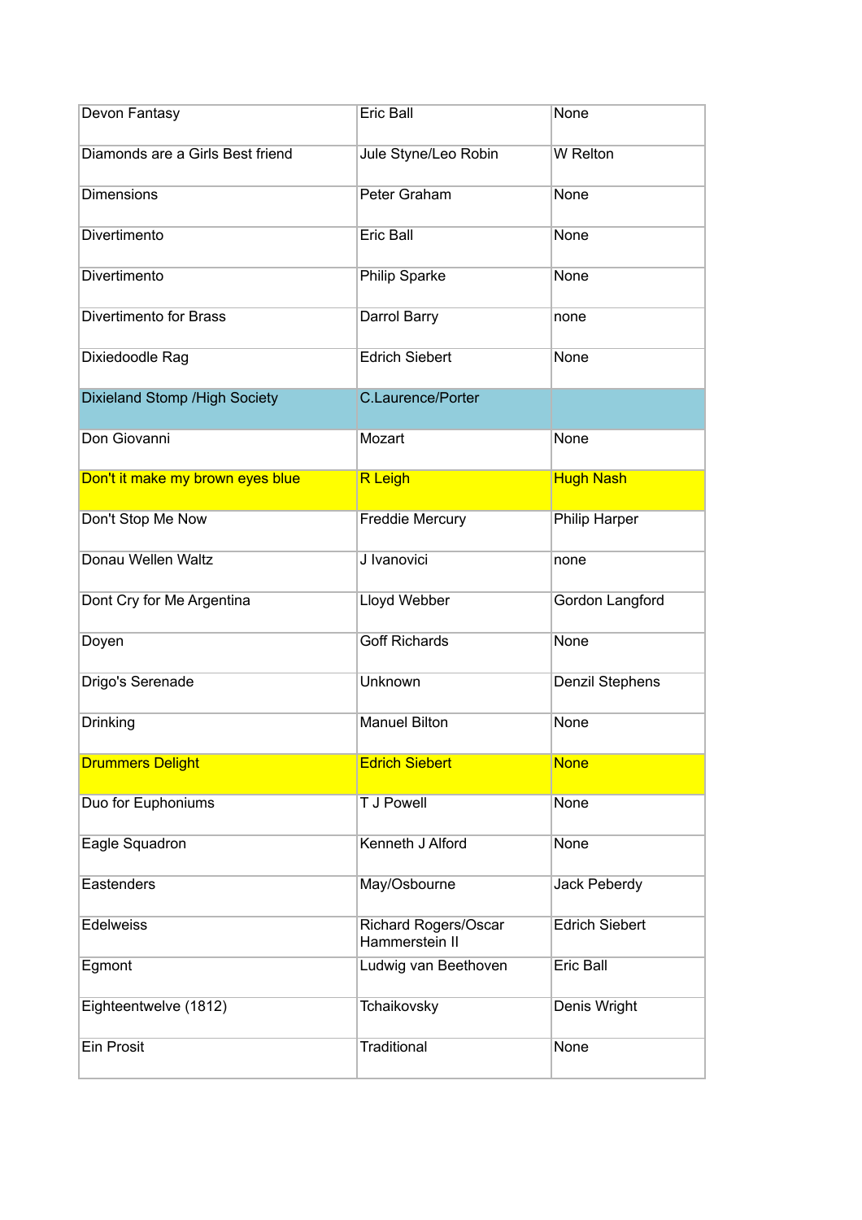| Devon Fantasy | Eric Ball | None |
|---|---|---|
| Diamonds are a Girls Best friend | Jule Styne/Leo Robin | W Relton |
| Dimensions | Peter Graham | None |
| Divertimento | Eric Ball | None |
| Divertimento | Philip Sparke | None |
| Divertimento for Brass | Darrol Barry | none |
| Dixiedoodle Rag | Edrich Siebert | None |
| Dixieland Stomp /High Society | C.Laurence/Porter | |
| Don Giovanni | Mozart | None |
| Don't it make my brown eyes blue | R Leigh | Hugh Nash |
| Don't Stop Me Now | Freddie Mercury | Philip Harper |
| Donau Wellen Waltz | J Ivanovici | none |
| Dont Cry for Me Argentina | Lloyd Webber | Gordon Langford |
| Doyen | Goff Richards | None |
| Drigo's Serenade | Unknown | Denzil Stephens |
| Drinking | Manuel Bilton | None |
| Drummers Delight | Edrich Siebert | None |
| Duo for Euphoniums | T J Powell | None |
| Eagle Squadron | Kenneth J Alford | None |
| Eastenders | May/Osbourne | Jack Peberdy |
| Edelweiss | Richard Rogers/Oscar Hammerstein II | Edrich Siebert |
| Egmont | Ludwig van Beethoven | Eric Ball |
| Eighteentwelve (1812) | Tchaikovsky | Denis Wright |
| Ein Prosit | Traditional | None |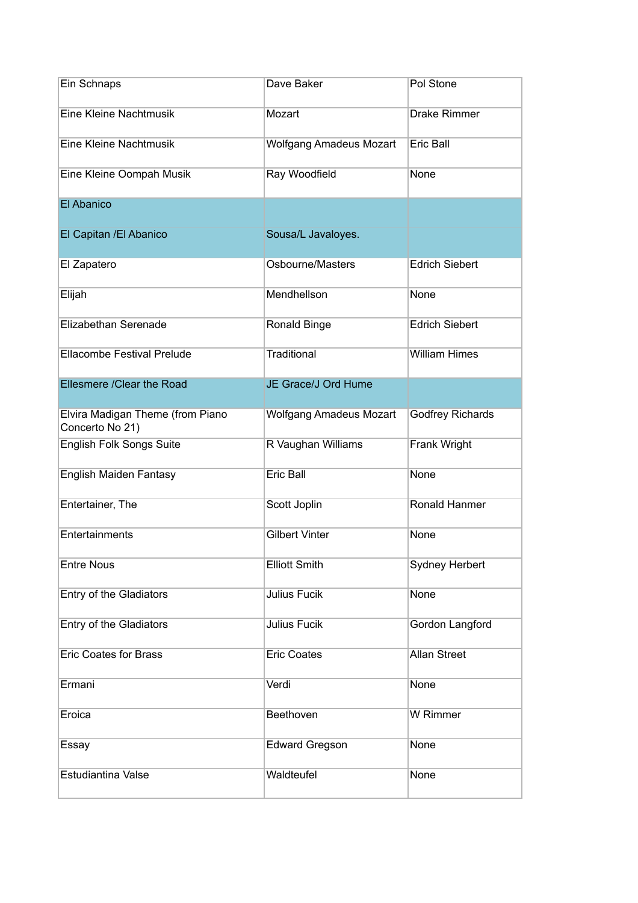| | | |
|---|---|---|
| Ein Schnaps | Dave Baker | Pol Stone |
| Eine Kleine Nachtmusik | Mozart | Drake Rimmer |
| Eine Kleine Nachtmusik | Wolfgang Amadeus Mozart | Eric Ball |
| Eine Kleine Oompah Musik | Ray Woodfield | None |
| El Abanico | | |
| El Capitan /El Abanico | Sousa/L Javaloyes. | |
| El Zapatero | Osbourne/Masters | Edrich Siebert |
| Elijah | Mendhellson | None |
| Elizabethan Serenade | Ronald Binge | Edrich Siebert |
| Ellacombe Festival Prelude | Traditional | William Himes |
| Ellesmere /Clear the Road | JE Grace/J Ord Hume | |
| Elvira Madigan Theme (from Piano Concerto No 21) | Wolfgang Amadeus Mozart | Godfrey Richards |
| English Folk Songs Suite | R Vaughan Williams | Frank Wright |
| English Maiden Fantasy | Eric Ball | None |
| Entertainer, The | Scott Joplin | Ronald Hanmer |
| Entertainments | Gilbert Vinter | None |
| Entre Nous | Elliott Smith | Sydney Herbert |
| Entry of the Gladiators | Julius Fucik | None |
| Entry of the Gladiators | Julius Fucik | Gordon Langford |
| Eric Coates for Brass | Eric Coates | Allan Street |
| Ermani | Verdi | None |
| Eroica | Beethoven | W Rimmer |
| Essay | Edward Gregson | None |
| Estudiantina Valse | Waldteufel | None |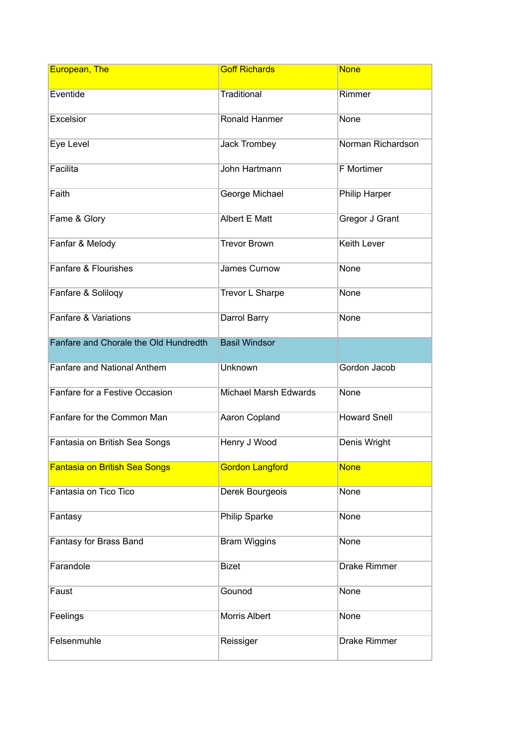| European, The | Goff Richards | None |
|---|---|---|
| Eventide | Traditional | Rimmer |
| Excelsior | Ronald Hanmer | None |
| Eye Level | Jack Trombey | Norman Richardson |
| Facilita | John Hartmann | F Mortimer |
| Faith | George Michael | Philip Harper |
| Fame & Glory | Albert E Matt | Gregor J Grant |
| Fanfar & Melody | Trevor Brown | Keith Lever |
| Fanfare & Flourishes | James Curnow | None |
| Fanfare & Soliloqy | Trevor L Sharpe | None |
| Fanfare & Variations | Darrol Barry | None |
| Fanfare and Chorale the Old Hundredth | Basil Windsor | |
| Fanfare and National Anthem | Unknown | Gordon Jacob |
| Fanfare for a Festive Occasion | Michael Marsh Edwards | None |
| Fanfare for the Common Man | Aaron Copland | Howard Snell |
| Fantasia on British Sea Songs | Henry J Wood | Denis Wright |
| Fantasia on British Sea Songs | Gordon Langford | None |
| Fantasia on Tico Tico | Derek Bourgeois | None |
| Fantasy | Philip Sparke | None |
| Fantasy for Brass Band | Bram Wiggins | None |
| Farandole | Bizet | Drake Rimmer |
| Faust | Gounod | None |
| Feelings | Morris Albert | None |
| Felsenmuhle | Reissiger | Drake Rimmer |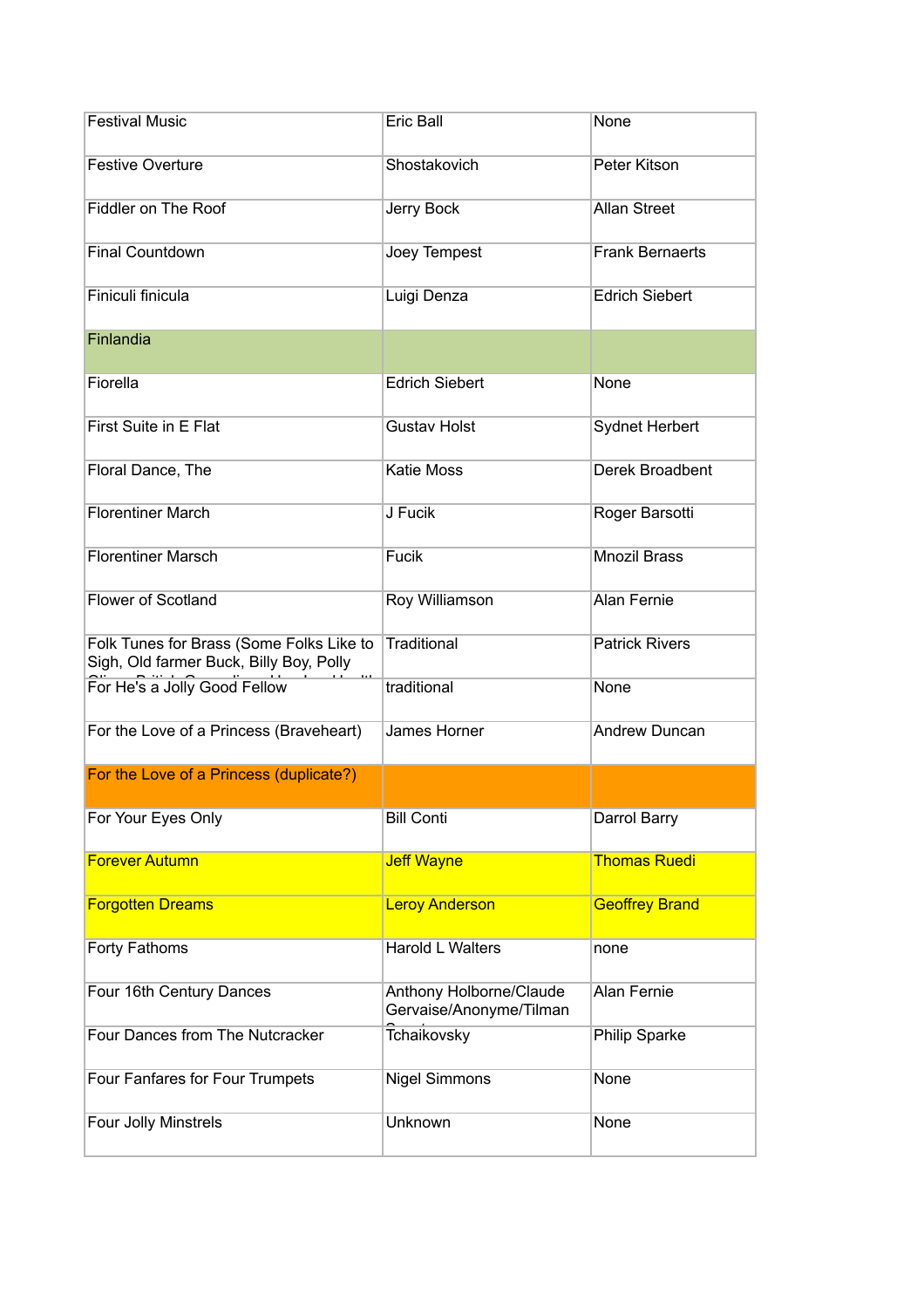| Festival Music | Eric Ball | None |
|---|---|---|
| Festive Overture | Shostakovich | Peter Kitson |
| Fiddler on The Roof | Jerry Bock | Allan Street |
| Final Countdown | Joey Tempest | Frank Bernaerts |
| Finiculi finicula | Luigi Denza | Edrich Siebert |
| Finlandia | | |
| Fiorella | Edrich Siebert | None |
| First Suite in E Flat | Gustav Holst | Sydnet Herbert |
| Floral Dance, The | Katie Moss | Derek Broadbent |
| Florentiner March | J Fucik | Roger Barsotti |
| Florentiner Marsch | Fucik | Mnozil Brass |
| Flower of Scotland | Roy Williamson | Alan Fernie |
| Folk Tunes for Brass (Some Folks Like to Sigh, Old farmer Buck, Billy Boy, Polly | Traditional | Patrick Rivers |
| For He's a Jolly Good Fellow | traditional | None |
| For the Love of a Princess (Braveheart) | James Horner | Andrew Duncan |
| For the Love of a Princess (duplicate?) | | |
| For Your Eyes Only | Bill Conti | Darrol Barry |
| Forever Autumn | Jeff Wayne | Thomas Ruedi |
| Forgotten Dreams | Leroy Anderson | Geoffrey Brand |
| Forty Fathoms | Harold L Walters | none |
| Four 16th Century Dances | Anthony Holborne/Claude Gervaise/Anonyme/Tilman | Alan Fernie |
| Four Dances from The Nutcracker | Tchaikovsky | Philip Sparke |
| Four Fanfares for Four Trumpets | Nigel Simmons | None |
| Four Jolly Minstrels | Unknown | None |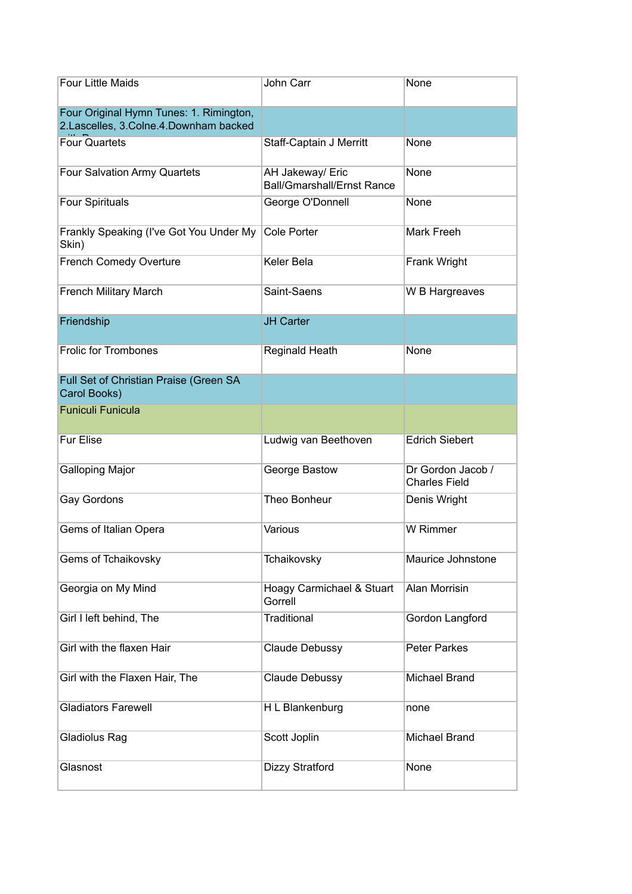| Four Little Maids | John Carr | None |
|---|---|---|
| Four Original Hymn Tunes: 1. Rimington, 2.Lascelles, 3.Colne.4.Downham backed | | |
| Four Quartets | Staff-Captain J Merritt | None |
| Four Salvation Army Quartets | AH Jakeway/ Eric Ball/Gmarshall/Ernst Rance | None |
| Four Spirituals | George O'Donnell | None |
| Frankly Speaking (I've Got You Under My Skin) | Cole Porter | Mark Freeh |
| French Comedy Overture | Keler Bela | Frank Wright |
| French Military March | Saint-Saens | W B Hargreaves |
| Friendship | JH Carter | |
| Frolic for Trombones | Reginald Heath | None |
| Full Set of Christian Praise (Green SA Carol Books) | | |
| Funiculi Funicula | | |
| Fur Elise | Ludwig van Beethoven | Edrich Siebert |
| Galloping Major | George Bastow | Dr Gordon Jacob / Charles Field |
| Gay Gordons | Theo Bonheur | Denis Wright |
| Gems of Italian Opera | Various | W Rimmer |
| Gems of Tchaikovsky | Tchaikovsky | Maurice Johnstone |
| Georgia on My Mind | Hoagy Carmichael & Stuart Gorrell | Alan Morrisin |
| Girl I left behind, The | Traditional | Gordon Langford |
| Girl with the flaxen Hair | Claude Debussy | Peter Parkes |
| Girl with the Flaxen Hair, The | Claude Debussy | Michael Brand |
| Gladiators Farewell | H L Blankenburg | none |
| Gladiolus Rag | Scott Joplin | Michael Brand |
| Glasnost | Dizzy Stratford | None |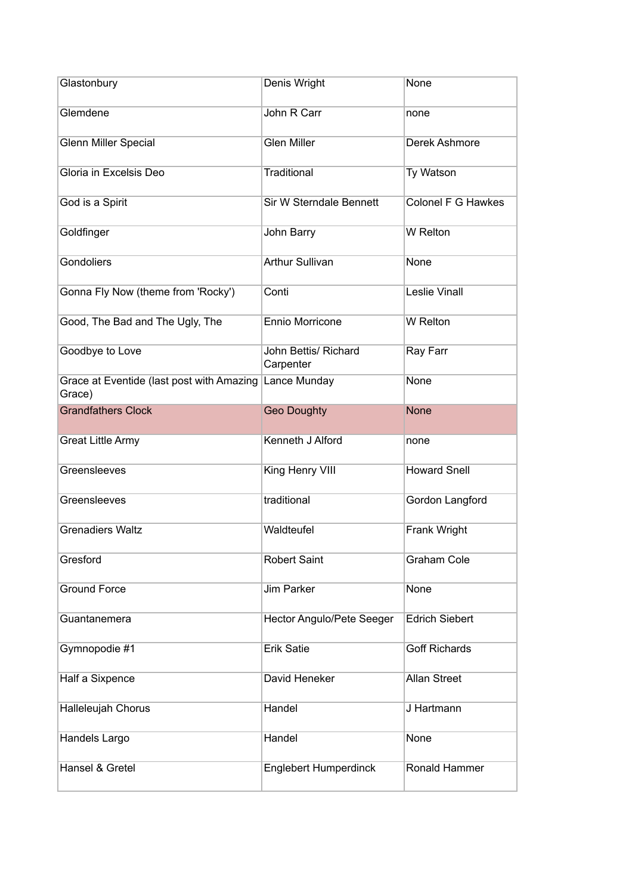| | | |
|---|---|---|
| Glastonbury | Denis Wright | None |
| Glemdene | John R Carr | none |
| Glenn Miller Special | Glen Miller | Derek Ashmore |
| Gloria in Excelsis Deo | Traditional | Ty Watson |
| God is a Spirit | Sir W Sterndale Bennett | Colonel F G Hawkes |
| Goldfinger | John Barry | W Relton |
| Gondoliers | Arthur Sullivan | None |
| Gonna Fly Now (theme from 'Rocky') | Conti | Leslie Vinall |
| Good, The Bad and The Ugly, The | Ennio Morricone | W Relton |
| Goodbye to Love | John Bettis/ Richard Carpenter | Ray Farr |
| Grace at Eventide (last post with Amazing Grace) | Lance Munday | None |
| Grandfathers Clock | Geo Doughty | None |
| Great Little Army | Kenneth J Alford | none |
| Greensleeves | King Henry VIII | Howard Snell |
| Greensleeves | traditional | Gordon Langford |
| Grenadiers Waltz | Waldteufel | Frank Wright |
| Gresford | Robert Saint | Graham Cole |
| Ground Force | Jim Parker | None |
| Guantanemera | Hector Angulo/Pete Seeger | Edrich Siebert |
| Gymnopodie #1 | Erik Satie | Goff Richards |
| Half a Sixpence | David Heneker | Allan Street |
| Halleleujah Chorus | Handel | J Hartmann |
| Handels Largo | Handel | None |
| Hansel & Gretel | Englebert Humperdinck | Ronald Hammer |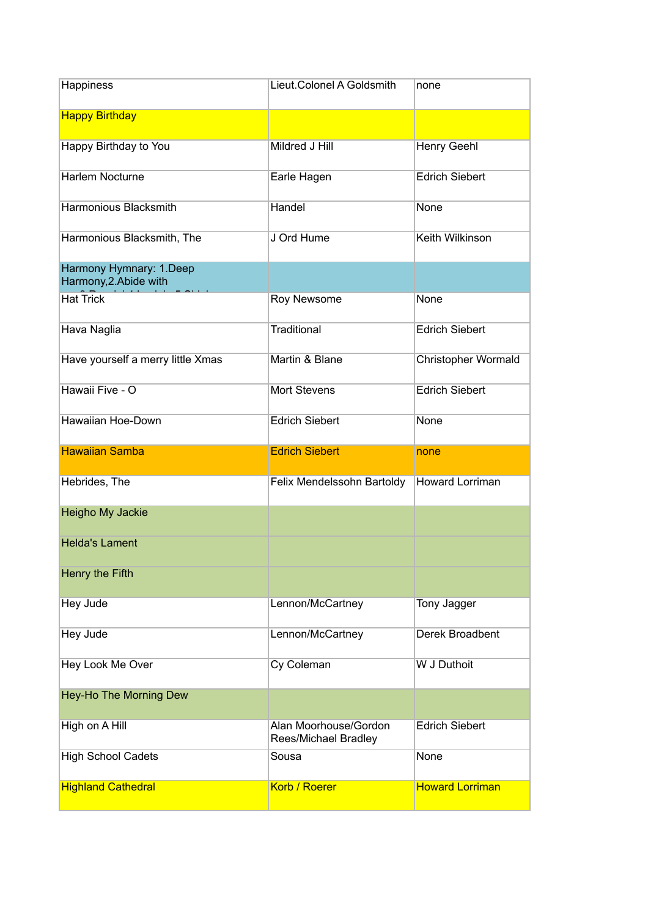| | | |
|---|---|---|
| Happiness | Lieut.Colonel A Goldsmith | none |
| Happy Birthday | | |
| Happy Birthday to You | Mildred J Hill | Henry Geehl |
| Harlem Nocturne | Earle Hagen | Edrich Siebert |
| Harmonious Blacksmith | Handel | None |
| Harmonious Blacksmith, The | J Ord Hume | Keith Wilkinson |
| Harmony Hymnary: 1.Deep Harmony,2.Abide with | | |
| Hat Trick | Roy Newsome | None |
| Hava Naglia | Traditional | Edrich Siebert |
| Have yourself a merry little Xmas | Martin & Blane | Christopher Wormald |
| Hawaii Five - O | Mort Stevens | Edrich Siebert |
| Hawaiian Hoe-Down | Edrich Siebert | None |
| Hawaiian Samba | Edrich Siebert | none |
| Hebrides, The | Felix Mendelssohn Bartoldy | Howard Lorriman |
| Heigho My Jackie | | |
| Helda's Lament | | |
| Henry the Fifth | | |
| Hey Jude | Lennon/McCartney | Tony Jagger |
| Hey Jude | Lennon/McCartney | Derek Broadbent |
| Hey Look Me Over | Cy Coleman | W J Duthoit |
| Hey-Ho The Morning Dew | | |
| High on A Hill | Alan Moorhouse/Gordon Rees/Michael Bradley | Edrich Siebert |
| High School Cadets | Sousa | None |
| Highland Cathedral | Korb / Roerer | Howard Lorriman |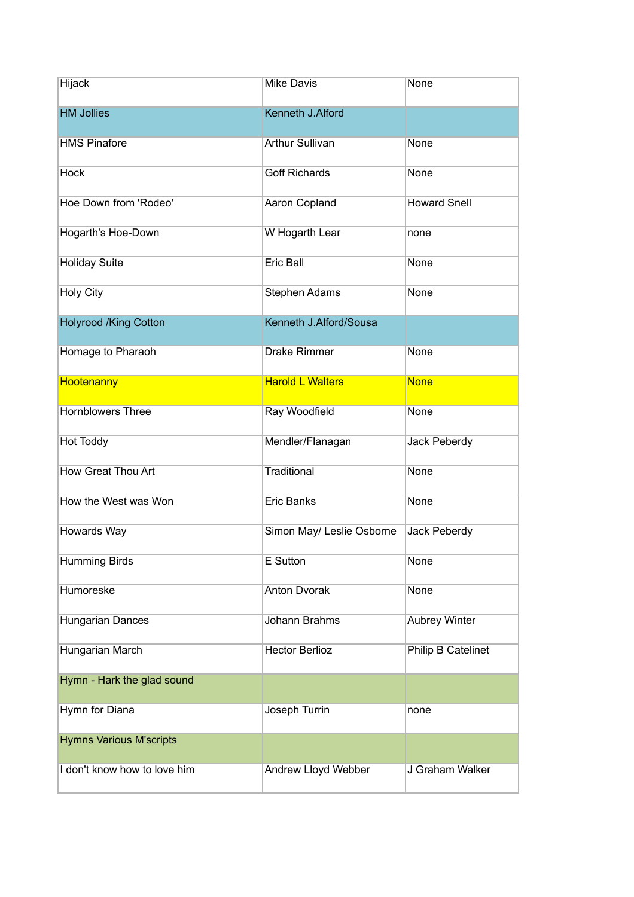| Hijack | Mike Davis | None |
| --- | --- | --- |
| HM Jollies | Kenneth J.Alford | |
| HMS Pinafore | Arthur Sullivan | None |
| Hock | Goff Richards | None |
| Hoe Down from 'Rodeo' | Aaron Copland | Howard Snell |
| Hogarth's Hoe-Down | W Hogarth Lear | none |
| Holiday Suite | Eric Ball | None |
| Holy City | Stephen Adams | None |
| Holyrood /King Cotton | Kenneth J.Alford/Sousa | |
| Homage to Pharaoh | Drake Rimmer | None |
| Hootenanny | Harold L Walters | None |
| Hornblowers Three | Ray Woodfield | None |
| Hot Toddy | Mendler/Flanagan | Jack Peberdy |
| How Great Thou Art | Traditional | None |
| How the West was Won | Eric Banks | None |
| Howards Way | Simon May/ Leslie Osborne | Jack Peberdy |
| Humming Birds | E Sutton | None |
| Humoreske | Anton Dvorak | None |
| Hungarian Dances | Johann Brahms | Aubrey Winter |
| Hungarian March | Hector Berlioz | Philip B Catelinet |
| Hymn - Hark the glad sound | | |
| Hymn for Diana | Joseph Turrin | none |
| Hymns Various M'scripts | | |
| I don't know how to love him | Andrew Lloyd Webber | J Graham Walker |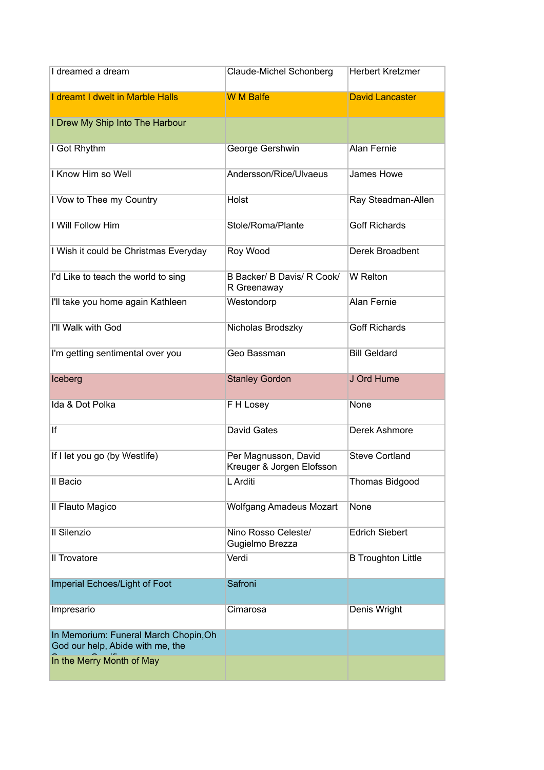| I dreamed a dream | Claude-Michel Schonberg | Herbert Kretzmer |
|---|---|---|
| I dreamt I dwelt in Marble Halls | W M Balfe | David Lancaster |
| I Drew My Ship Into The Harbour | | |
| I Got Rhythm | George Gershwin | Alan Fernie |
| I Know Him so Well | Andersson/Rice/Ulvaeus | James Howe |
| I Vow to Thee my Country | Holst | Ray Steadman-Allen |
| I Will Follow Him | Stole/Roma/Plante | Goff Richards |
| I Wish it could be Christmas Everyday | Roy Wood | Derek Broadbent |
| I'd Like to teach the world to sing | B Backer/ B Davis/ R Cook/ R Greenaway | W Relton |
| I'll take you home again Kathleen | Westondorp | Alan Fernie |
| I'll Walk with God | Nicholas Brodszky | Goff Richards |
| I'm getting sentimental over you | Geo Bassman | Bill Geldard |
| Iceberg | Stanley Gordon | J Ord Hume |
| Ida & Dot Polka | F H Losey | None |
| If | David Gates | Derek Ashmore |
| If I let you go (by Westlife) | Per Magnusson, David Kreuger & Jorgen Elofsson | Steve Cortland |
| Il Bacio | L Arditi | Thomas Bidgood |
| Il Flauto Magico | Wolfgang Amadeus Mozart | None |
| Il Silenzio | Nino Rosso Celeste/ Gugielmo Brezza | Edrich Siebert |
| Il Trovatore | Verdi | B Troughton Little |
| Imperial Echoes/Light of Foot | Safroni | |
| Impresario | Cimarosa | Denis Wright |
| In Memorium: Funeral March Chopin,Oh God our help, Abide with me, the | | |
| In the Merry Month of May | | |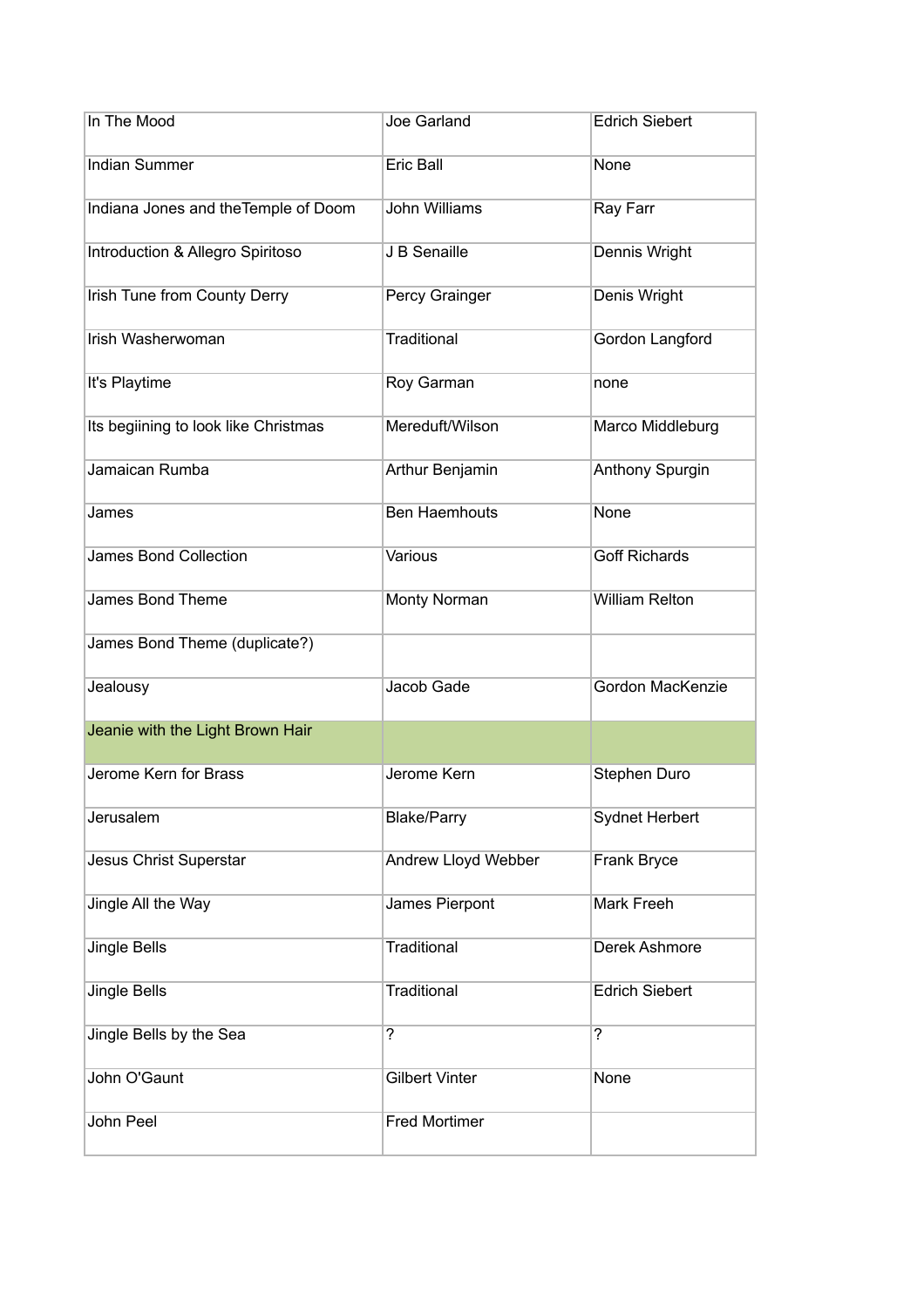| In The Mood | Joe Garland | Edrich Siebert |
|---|---|---|
| Indian Summer | Eric Ball | None |
| Indiana Jones and theTemple of Doom | John Williams | Ray Farr |
| Introduction & Allegro Spiritoso | J B Senaille | Dennis Wright |
| Irish Tune from County Derry | Percy Grainger | Denis Wright |
| Irish Washerwoman | Traditional | Gordon Langford |
| It's Playtime | Roy Garman | none |
| Its begiining to look like Christmas | Mereduft/Wilson | Marco Middleburg |
| Jamaican Rumba | Arthur Benjamin | Anthony Spurgin |
| James | Ben Haemhouts | None |
| James Bond Collection | Various | Goff Richards |
| James Bond Theme | Monty Norman | William Relton |
| James Bond Theme (duplicate?) | | |
| Jealousy | Jacob Gade | Gordon MacKenzie |
| Jeanie with the Light Brown Hair | | |
| Jerome Kern for Brass | Jerome Kern | Stephen Duro |
| Jerusalem | Blake/Parry | Sydnet Herbert |
| Jesus Christ Superstar | Andrew Lloyd Webber | Frank Bryce |
| Jingle All the Way | James Pierpont | Mark Freeh |
| Jingle Bells | Traditional | Derek Ashmore |
| Jingle Bells | Traditional | Edrich Siebert |
| Jingle Bells by the Sea | ? | ? |
| John O'Gaunt | Gilbert Vinter | None |
| John Peel | Fred Mortimer | |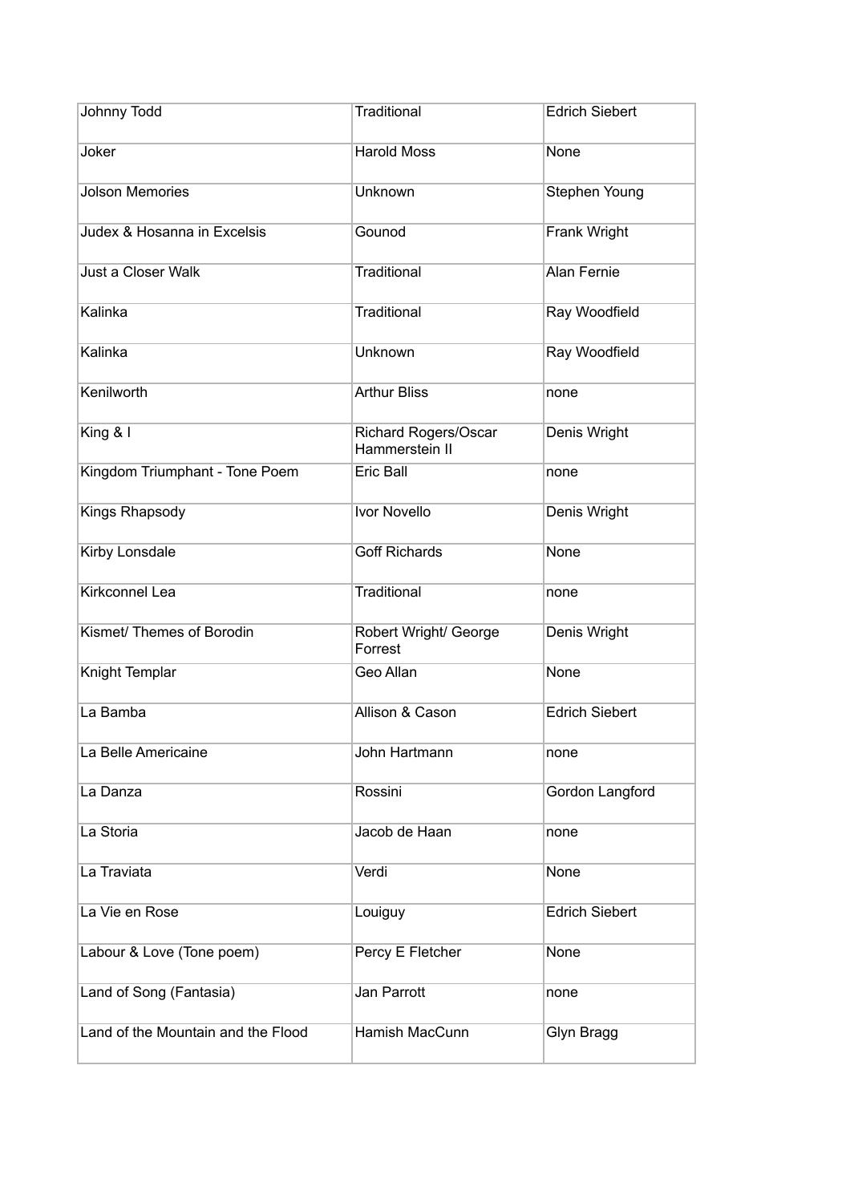| Johnny Todd | Traditional | Edrich Siebert |
|---|---|---|
| Joker | Harold Moss | None |
| Jolson Memories | Unknown | Stephen Young |
| Judex & Hosanna in Excelsis | Gounod | Frank Wright |
| Just a Closer Walk | Traditional | Alan Fernie |
| Kalinka | Traditional | Ray Woodfield |
| Kalinka | Unknown | Ray Woodfield |
| Kenilworth | Arthur Bliss | none |
| King & I | Richard Rogers/Oscar Hammerstein II | Denis Wright |
| Kingdom Triumphant - Tone Poem | Eric Ball | none |
| Kings Rhapsody | Ivor Novello | Denis Wright |
| Kirby Lonsdale | Goff Richards | None |
| Kirkconnel Lea | Traditional | none |
| Kismet/ Themes of Borodin | Robert Wright/ George Forrest | Denis Wright |
| Knight Templar | Geo Allan | None |
| La Bamba | Allison & Cason | Edrich Siebert |
| La Belle Americaine | John Hartmann | none |
| La Danza | Rossini | Gordon Langford |
| La Storia | Jacob de Haan | none |
| La Traviata | Verdi | None |
| La Vie en Rose | Louiguy | Edrich Siebert |
| Labour & Love (Tone poem) | Percy E Fletcher | None |
| Land of Song (Fantasia) | Jan Parrott | none |
| Land of the Mountain and the Flood | Hamish MacCunn | Glyn Bragg |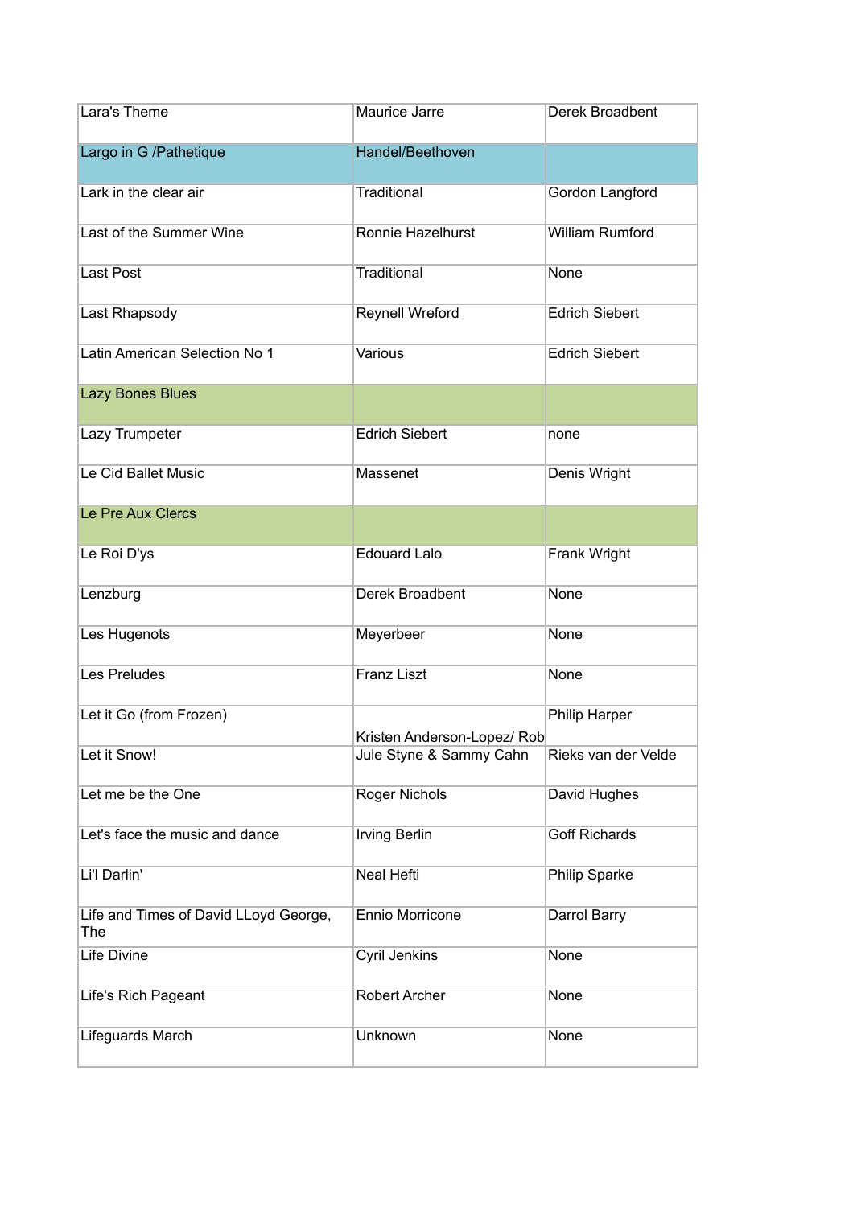| Lara's Theme | Maurice Jarre | Derek Broadbent |
|---|---|---|
| Largo in G /Pathetique | Handel/Beethoven | |
| Lark in the clear air | Traditional | Gordon Langford |
| Last of the Summer Wine | Ronnie Hazelhurst | William Rumford |
| Last Post | Traditional | None |
| Last Rhapsody | Reynell Wreford | Edrich Siebert |
| Latin American Selection No 1 | Various | Edrich Siebert |
| Lazy Bones Blues | | |
| Lazy Trumpeter | Edrich Siebert | none |
| Le Cid Ballet Music | Massenet | Denis Wright |
| Le Pre Aux Clercs | | |
| Le Roi D'ys | Edouard Lalo | Frank Wright |
| Lenzburg | Derek Broadbent | None |
| Les Hugenots | Meyerbeer | None |
| Les Preludes | Franz Liszt | None |
| Let it Go (from Frozen) | Kristen Anderson-Lopez/ Rob | Philip Harper |
| Let it Snow! | Jule Styne & Sammy Cahn | Rieks van der Velde |
| Let me be the One | Roger Nichols | David Hughes |
| Let's face the music and dance | Irving Berlin | Goff Richards |
| Li'l Darlin' | Neal Hefti | Philip Sparke |
| Life and Times of David LLoyd George, The | Ennio Morricone | Darrol Barry |
| Life Divine | Cyril Jenkins | None |
| Life's Rich Pageant | Robert Archer | None |
| Lifeguards March | Unknown | None |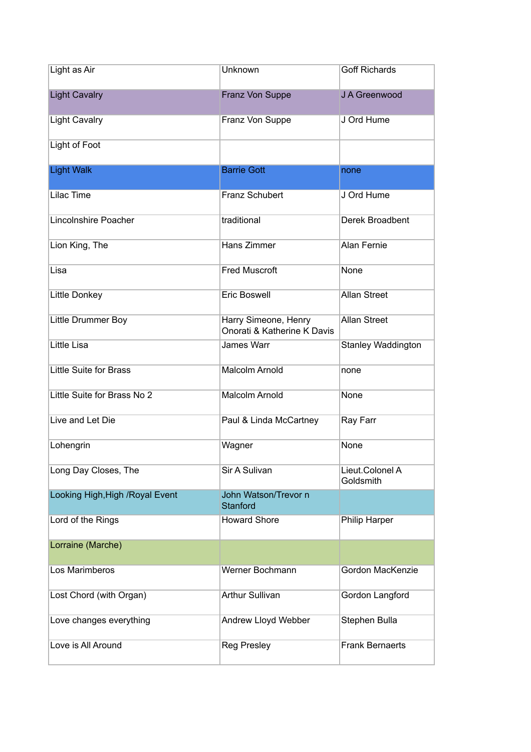| | | |
|---|---|---|
| Light as Air | Unknown | Goff Richards |
| Light Cavalry | Franz Von Suppe | J A Greenwood |
| Light Cavalry | Franz Von Suppe | J Ord Hume |
| Light of Foot | | |
| Light Walk | Barrie Gott | none |
| Lilac Time | Franz Schubert | J Ord Hume |
| Lincolnshire Poacher | traditional | Derek Broadbent |
| Lion King, The | Hans Zimmer | Alan Fernie |
| Lisa | Fred Muscroft | None |
| Little Donkey | Eric Boswell | Allan Street |
| Little Drummer Boy | Harry Simeone, Henry Onorati & Katherine K Davis | Allan Street |
| Little Lisa | James Warr | Stanley Waddington |
| Little Suite for Brass | Malcolm Arnold | none |
| Little Suite for Brass No 2 | Malcolm Arnold | None |
| Live and Let Die | Paul & Linda McCartney | Ray Farr |
| Lohengrin | Wagner | None |
| Long Day Closes, The | Sir A Sulivan | Lieut.Colonel A Goldsmith |
| Looking High,High /Royal Event | John Watson/Trevor n Stanford | |
| Lord of the Rings | Howard Shore | Philip Harper |
| Lorraine (Marche) | | |
| Los Marimberos | Werner Bochmann | Gordon MacKenzie |
| Lost Chord (with Organ) | Arthur Sullivan | Gordon Langford |
| Love changes everything | Andrew Lloyd Webber | Stephen Bulla |
| Love is All Around | Reg Presley | Frank Bernaerts |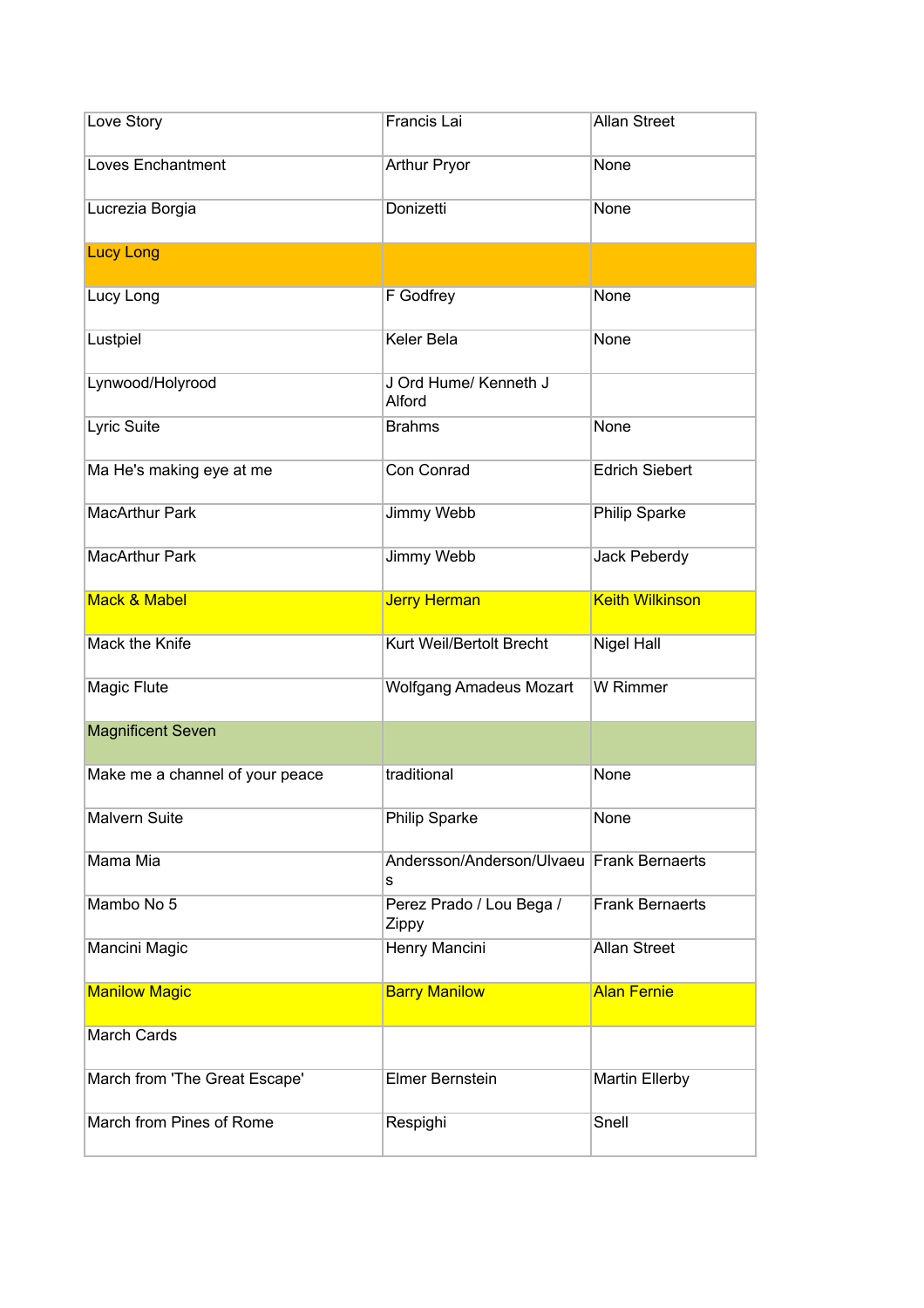| Love Story | Francis Lai | Allan Street |
|---|---|---|
| Loves Enchantment | Arthur Pryor | None |
| Lucrezia Borgia | Donizetti | None |
| Lucy Long | | |
| Lucy Long | F Godfrey | None |
| Lustpiel | Keler Bela | None |
| Lynwood/Holyrood | J Ord Hume/ Kenneth J Alford | |
| Lyric Suite | Brahms | None |
| Ma He's making eye at me | Con Conrad | Edrich Siebert |
| MacArthur Park | Jimmy Webb | Philip Sparke |
| MacArthur Park | Jimmy Webb | Jack Peberdy |
| Mack & Mabel | Jerry Herman | Keith Wilkinson |
| Mack the Knife | Kurt Weil/Bertolt Brecht | Nigel Hall |
| Magic Flute | Wolfgang Amadeus Mozart | W Rimmer |
| Magnificent Seven | | |
| Make me a channel of your peace | traditional | None |
| Malvern Suite | Philip Sparke | None |
| Mama Mia | Andersson/Anderson/Ulvaeus | Frank Bernaerts |
| Mambo No 5 | Perez Prado / Lou Bega / Zippy | Frank Bernaerts |
| Mancini Magic | Henry Mancini | Allan Street |
| Manilow Magic | Barry Manilow | Alan Fernie |
| March Cards | | |
| March from 'The Great Escape' | Elmer Bernstein | Martin Ellerby |
| March from Pines of Rome | Respighi | Snell |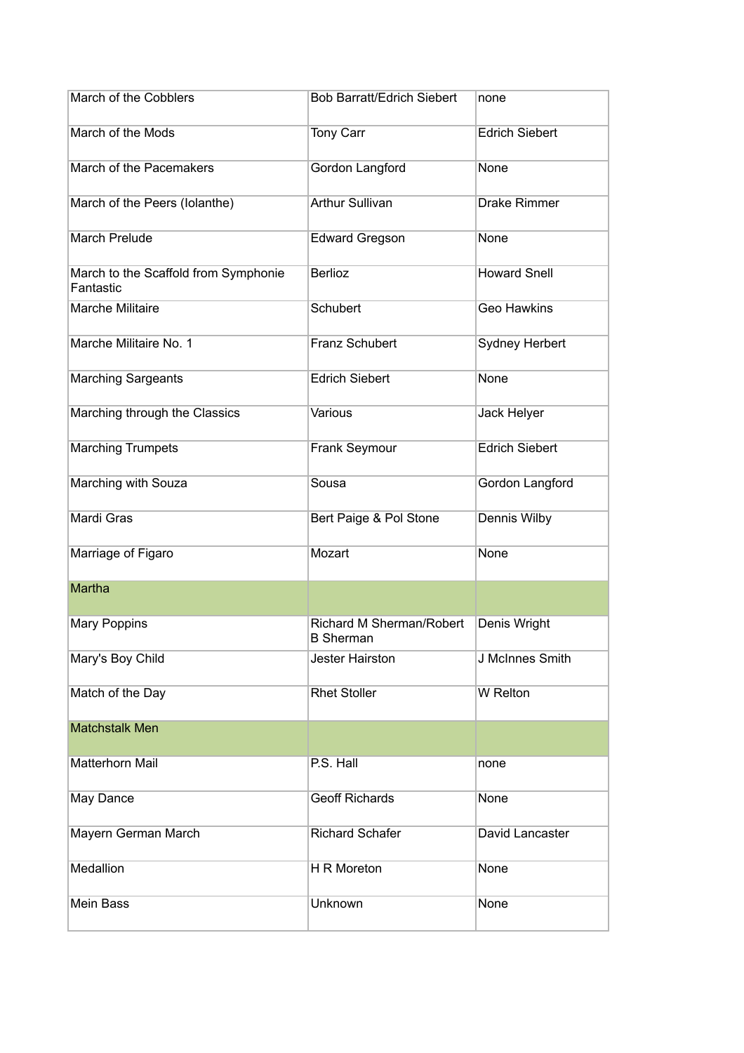| | | |
|---|---|---|
| March of the Cobblers | Bob Barratt/Edrich Siebert | none |
| March of the Mods | Tony Carr | Edrich Siebert |
| March of the Pacemakers | Gordon Langford | None |
| March of the Peers (Iolanthe) | Arthur Sullivan | Drake Rimmer |
| March Prelude | Edward Gregson | None |
| March to the Scaffold from Symphonie Fantastic | Berlioz | Howard Snell |
| Marche Militaire | Schubert | Geo Hawkins |
| Marche Militaire No. 1 | Franz Schubert | Sydney Herbert |
| Marching Sargeants | Edrich Siebert | None |
| Marching through the Classics | Various | Jack Helyer |
| Marching Trumpets | Frank Seymour | Edrich Siebert |
| Marching with Souza | Sousa | Gordon Langford |
| Mardi Gras | Bert Paige & Pol Stone | Dennis Wilby |
| Marriage of Figaro | Mozart | None |
| Martha | | |
| Mary Poppins | Richard M Sherman/Robert B Sherman | Denis Wright |
| Mary's Boy Child | Jester Hairston | J McInnes Smith |
| Match of the Day | Rhet Stoller | W Relton |
| Matchstalk Men | | |
| Matterhorn Mail | P.S. Hall | none |
| May Dance | Geoff Richards | None |
| Mayern German March | Richard Schafer | David Lancaster |
| Medallion | H R Moreton | None |
| Mein Bass | Unknown | None |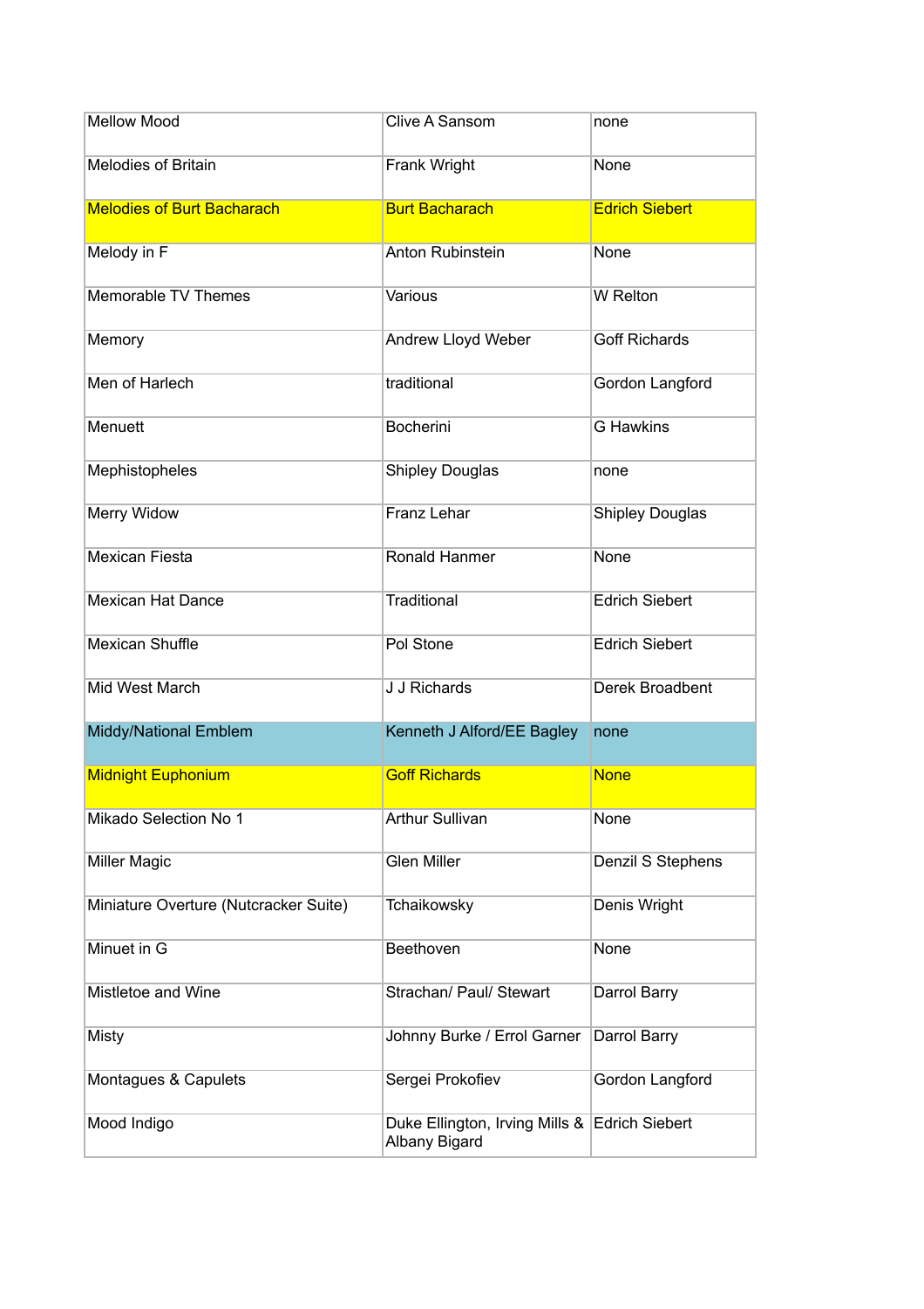| Mellow Mood | Clive A Sansom | none |
|---|---|---|
| Melodies of Britain | Frank Wright | None |
| Melodies of Burt Bacharach | Burt Bacharach | Edrich Siebert |
| Melody in F | Anton Rubinstein | None |
| Memorable TV Themes | Various | W Relton |
| Memory | Andrew Lloyd Weber | Goff Richards |
| Men of Harlech | traditional | Gordon Langford |
| Menuett | Bocherini | G Hawkins |
| Mephistopheles | Shipley Douglas | none |
| Merry Widow | Franz Lehar | Shipley Douglas |
| Mexican Fiesta | Ronald Hanmer | None |
| Mexican Hat Dance | Traditional | Edrich Siebert |
| Mexican Shuffle | Pol Stone | Edrich Siebert |
| Mid West March | J J Richards | Derek Broadbent |
| Middy/National Emblem | Kenneth J Alford/EE Bagley | none |
| Midnight Euphonium | Goff Richards | None |
| Mikado Selection No 1 | Arthur Sullivan | None |
| Miller Magic | Glen Miller | Denzil S Stephens |
| Miniature Overture (Nutcracker Suite) | Tchaikowsky | Denis Wright |
| Minuet in G | Beethoven | None |
| Mistletoe and Wine | Strachan/ Paul/ Stewart | Darrol Barry |
| Misty | Johnny Burke / Errol Garner | Darrol Barry |
| Montagues & Capulets | Sergei Prokofiev | Gordon Langford |
| Mood Indigo | Duke Ellington, Irving Mills & Albany Bigard | Edrich Siebert |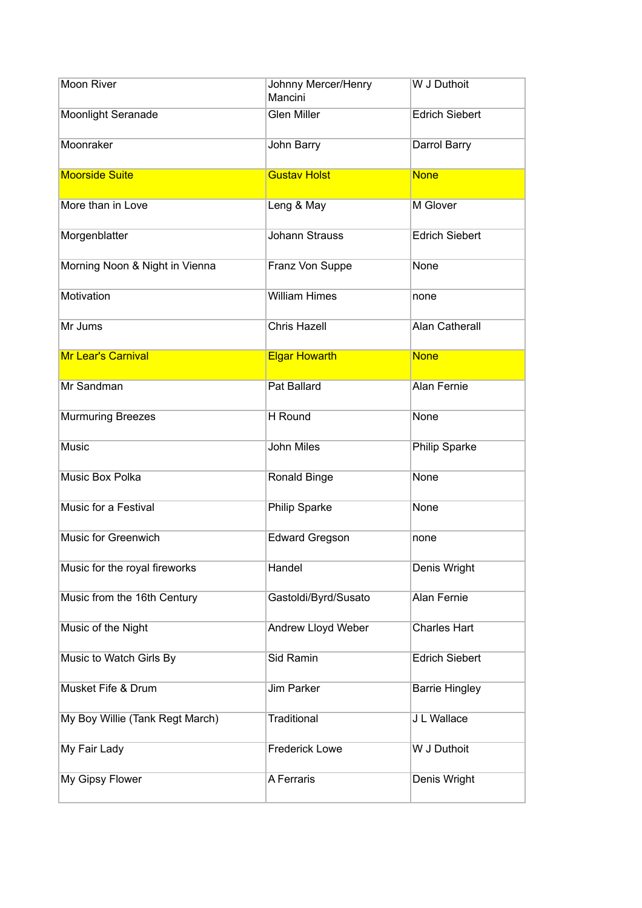| Moon River | Johnny Mercer/Henry Mancini | W J Duthoit |
|---|---|---|
| Moonlight Seranade | Glen Miller | Edrich Siebert |
| Moonraker | John Barry | Darrol Barry |
| Moorside Suite | Gustav Holst | None |
| More than in Love | Leng & May | M Glover |
| Morgenblatter | Johann Strauss | Edrich Siebert |
| Morning Noon & Night in Vienna | Franz Von Suppe | None |
| Motivation | William Himes | none |
| Mr Jums | Chris Hazell | Alan Catherall |
| Mr Lear's Carnival | Elgar Howarth | None |
| Mr Sandman | Pat Ballard | Alan Fernie |
| Murmuring Breezes | H Round | None |
| Music | John Miles | Philip Sparke |
| Music Box Polka | Ronald Binge | None |
| Music for a Festival | Philip Sparke | None |
| Music for Greenwich | Edward Gregson | none |
| Music for the royal fireworks | Handel | Denis Wright |
| Music from the 16th Century | Gastoldi/Byrd/Susato | Alan Fernie |
| Music of the Night | Andrew Lloyd Weber | Charles Hart |
| Music to Watch Girls By | Sid Ramin | Edrich Siebert |
| Musket Fife & Drum | Jim Parker | Barrie Hingley |
| My Boy Willie (Tank Regt March) | Traditional | J L Wallace |
| My Fair Lady | Frederick Lowe | W J Duthoit |
| My Gipsy Flower | A Ferraris | Denis Wright |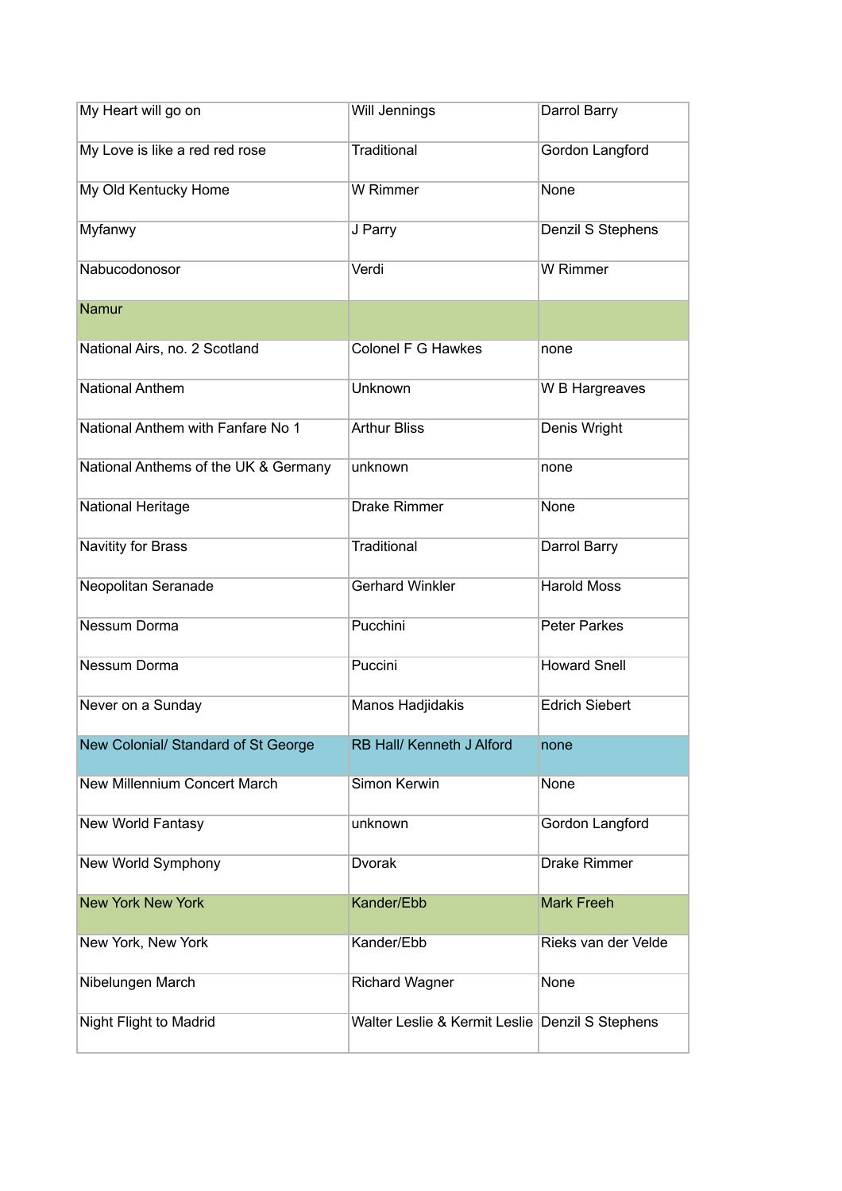| My Heart will go on | Will Jennings | Darrol Barry |
|---|---|---|
| My Love is like a red red rose | Traditional | Gordon Langford |
| My Old Kentucky Home | W Rimmer | None |
| Myfanwy | J Parry | Denzil S Stephens |
| Nabucodonosor | Verdi | W Rimmer |
| Namur | | |
| National Airs, no. 2 Scotland | Colonel F G Hawkes | none |
| National Anthem | Unknown | W B Hargreaves |
| National Anthem with Fanfare No 1 | Arthur Bliss | Denis Wright |
| National Anthems of the UK & Germany | unknown | none |
| National Heritage | Drake Rimmer | None |
| Navitity for Brass | Traditional | Darrol Barry |
| Neopolitan Seranade | Gerhard Winkler | Harold Moss |
| Nessum Dorma | Pucchini | Peter Parkes |
| Nessum Dorma | Puccini | Howard Snell |
| Never on a Sunday | Manos Hadjidakis | Edrich Siebert |
| New Colonial/ Standard of St George | RB Hall/ Kenneth J Alford | none |
| New Millennium Concert March | Simon Kerwin | None |
| New World Fantasy | unknown | Gordon Langford |
| New World Symphony | Dvorak | Drake Rimmer |
| New York New York | Kander/Ebb | Mark Freeh |
| New York, New York | Kander/Ebb | Rieks van der Velde |
| Nibelungen March | Richard Wagner | None |
| Night Flight to Madrid | Walter Leslie & Kermit Leslie | Denzil S Stephens |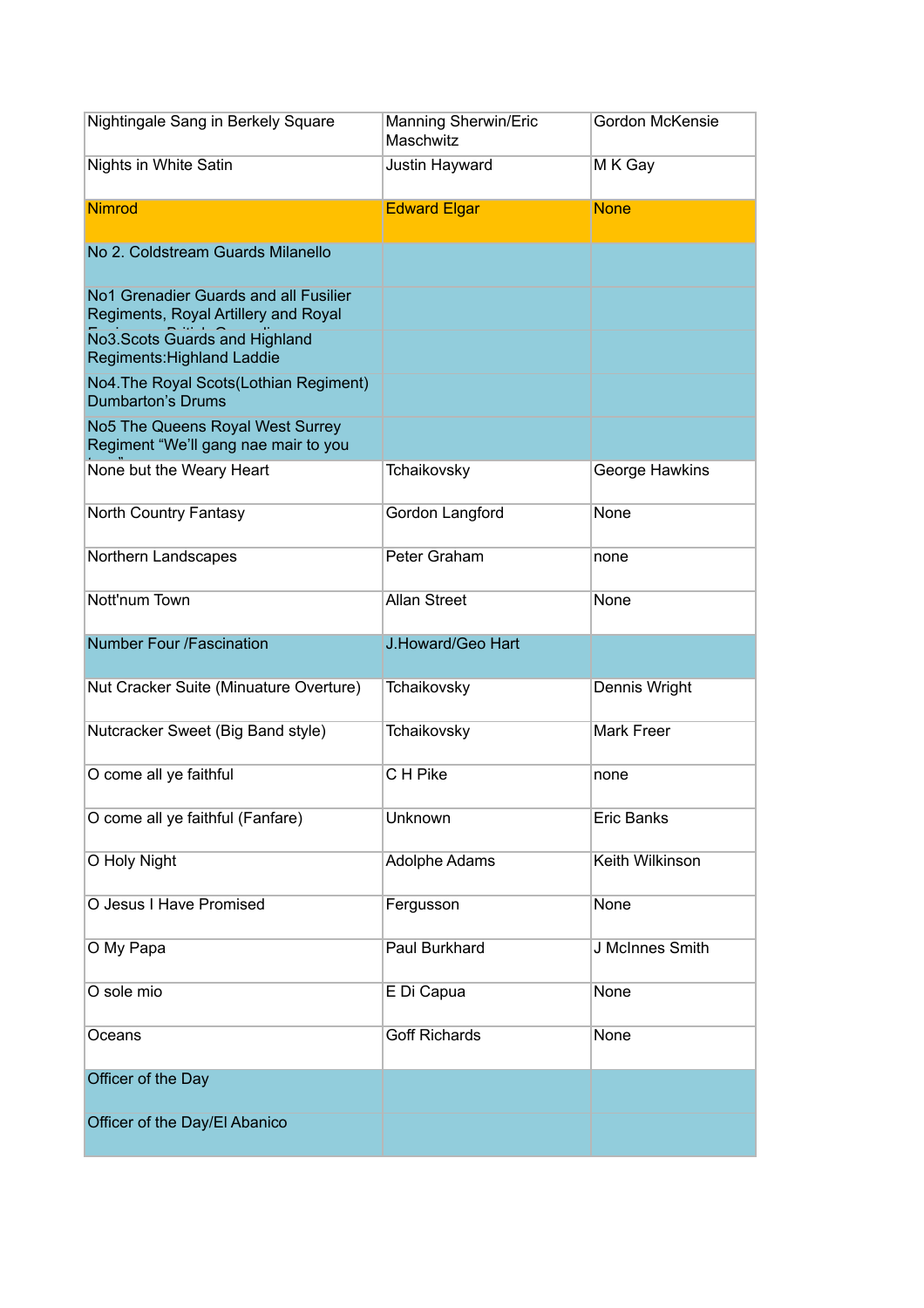| Nightingale Sang in Berkely Square | Manning Sherwin/Eric Maschwitz | Gordon McKensie |
|---|---|---|
| Nights in White Satin | Justin Hayward | M K Gay |
| Nimrod | Edward Elgar | None |
| No 2. Coldstream Guards Milanello | | |
| No1 Grenadier Guards and all Fusilier Regiments, Royal Artillery and Royal Engineers: British Grenadiers | | |
| No3.Scots Guards and Highland Regiments:Highland Laddie | | |
| No4.The Royal Scots(Lothian Regiment) Dumbarton's Drums | | |
| No5 The Queens Royal West Surrey Regiment "We'll gang nae mair to you toun" | | |
| None but the Weary Heart | Tchaikovsky | George Hawkins |
| North Country Fantasy | Gordon Langford | None |
| Northern Landscapes | Peter Graham | none |
| Nott'num Town | Allan Street | None |
| Number Four /Fascination | J.Howard/Geo Hart | |
| Nut Cracker Suite (Minuature Overture) | Tchaikovsky | Dennis Wright |
| Nutcracker Sweet (Big Band style) | Tchaikovsky | Mark Freer |
| O come all ye faithful | C H Pike | none |
| O come all ye faithful (Fanfare) | Unknown | Eric Banks |
| O Holy Night | Adolphe Adams | Keith Wilkinson |
| O Jesus I Have Promised | Fergusson | None |
| O My Papa | Paul Burkhard | J McInnes Smith |
| O sole mio | E Di Capua | None |
| Oceans | Goff Richards | None |
| Officer of the Day | | |
| Officer of the Day/El Abanico | | |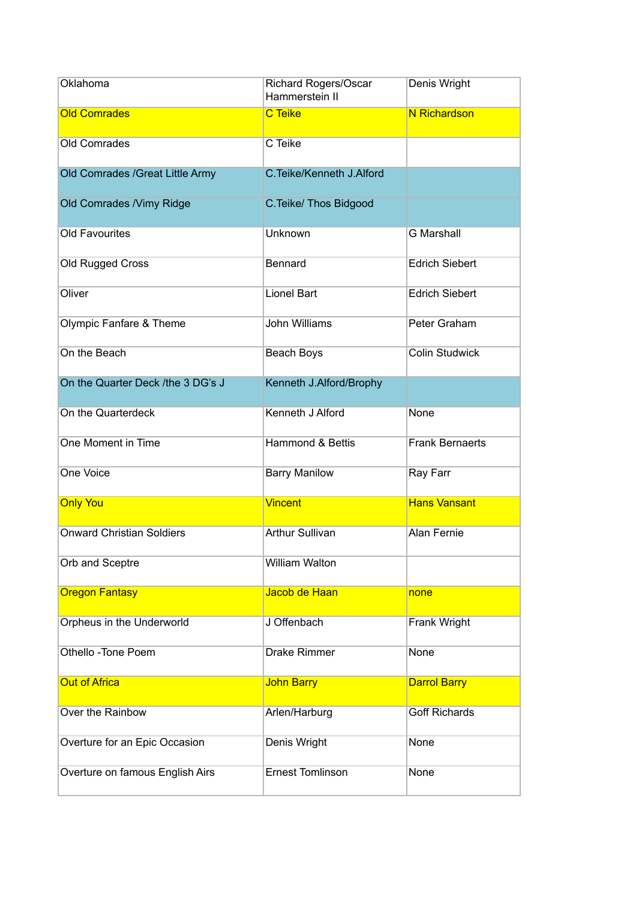| Oklahoma | Richard Rogers/Oscar Hammerstein II | Denis Wright |
|---|---|---|
| Old Comrades | C Teike | N Richardson |
| Old Comrades | C Teike | |
| Old Comrades /Great Little Army | C.Teike/Kenneth J.Alford | |
| Old Comrades /Vimy Ridge | C.Teike/ Thos Bidgood | |
| Old Favourites | Unknown | G Marshall |
| Old Rugged Cross | Bennard | Edrich Siebert |
| Oliver | Lionel Bart | Edrich Siebert |
| Olympic Fanfare & Theme | John Williams | Peter Graham |
| On the Beach | Beach Boys | Colin Studwick |
| On the Quarter Deck /the 3 DG's J | Kenneth J.Alford/Brophy | |
| On the Quarterdeck | Kenneth J Alford | None |
| One Moment in Time | Hammond & Bettis | Frank Bernaerts |
| One Voice | Barry Manilow | Ray Farr |
| Only You | Vincent | Hans Vansant |
| Onward Christian Soldiers | Arthur Sullivan | Alan Fernie |
| Orb and Sceptre | William Walton | |
| Oregon Fantasy | Jacob de Haan | none |
| Orpheus in the Underworld | J Offenbach | Frank Wright |
| Othello -Tone Poem | Drake Rimmer | None |
| Out of Africa | John Barry | Darrol Barry |
| Over the Rainbow | Arlen/Harburg | Goff Richards |
| Overture for an Epic Occasion | Denis Wright | None |
| Overture on famous English Airs | Ernest Tomlinson | None |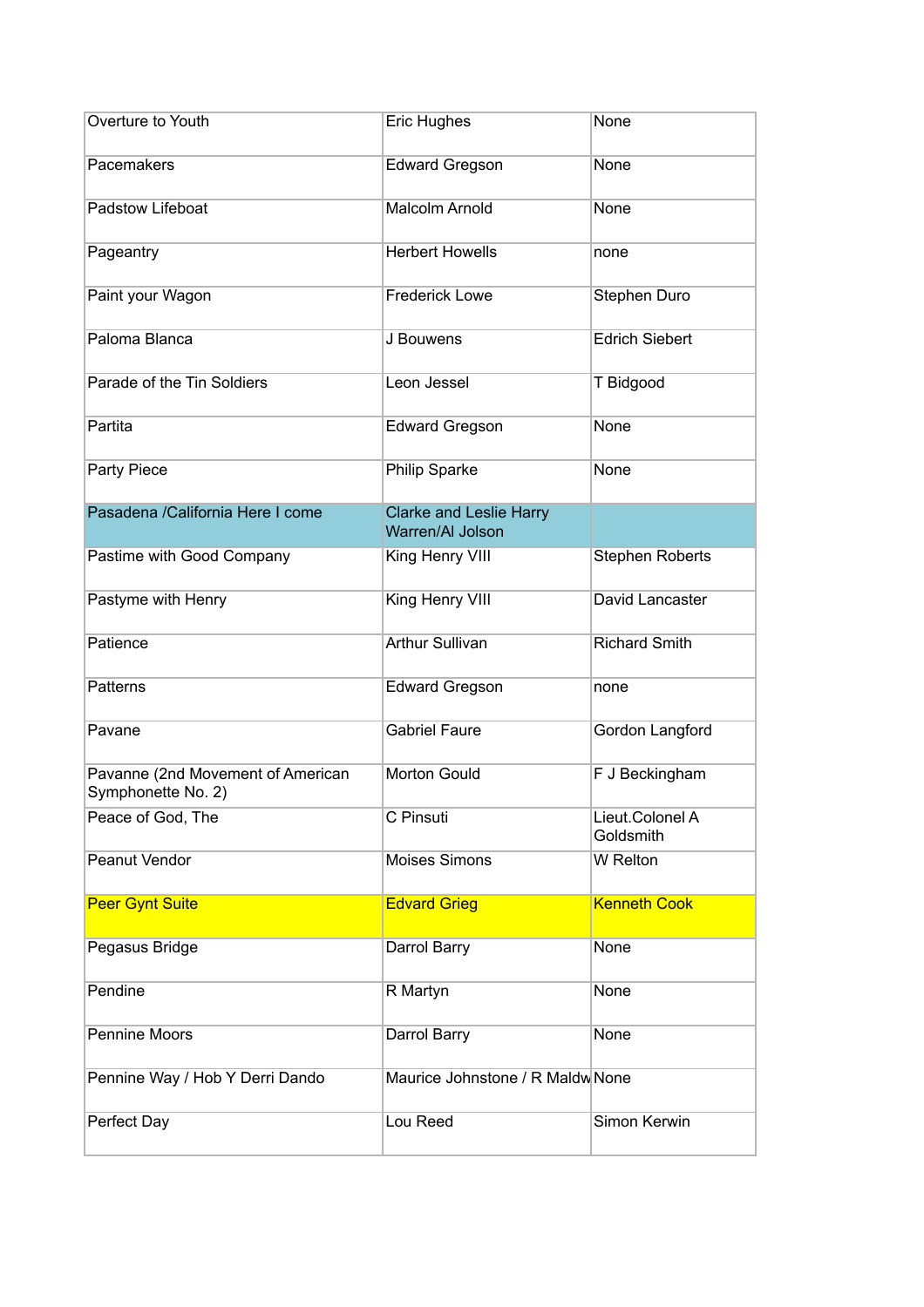| | | |
|---|---|---|
| Overture to Youth | Eric Hughes | None |
| Pacemakers | Edward Gregson | None |
| Padstow Lifeboat | Malcolm Arnold | None |
| Pageantry | Herbert Howells | none |
| Paint your Wagon | Frederick Lowe | Stephen Duro |
| Paloma Blanca | J Bouwens | Edrich Siebert |
| Parade of the Tin Soldiers | Leon Jessel | T Bidgood |
| Partita | Edward Gregson | None |
| Party Piece | Philip Sparke | None |
| Pasadena /California Here I come | Clarke and Leslie Harry Warren/Al Jolson | |
| Pastime with Good Company | King Henry VIII | Stephen Roberts |
| Pastyme with Henry | King Henry VIII | David Lancaster |
| Patience | Arthur Sullivan | Richard Smith |
| Patterns | Edward Gregson | none |
| Pavane | Gabriel Faure | Gordon Langford |
| Pavanne (2nd Movement of American Symphonette No. 2) | Morton Gould | F J Beckingham |
| Peace of God, The | C Pinsuti | Lieut.Colonel A Goldsmith |
| Peanut Vendor | Moises Simons | W Relton |
| Peer Gynt Suite | Edvard Grieg | Kenneth Cook |
| Pegasus Bridge | Darrol Barry | None |
| Pendine | R Martyn | None |
| Pennine Moors | Darrol Barry | None |
| Pennine Way / Hob Y Derri Dando | Maurice Johnstone / R Maldw | None |
| Perfect Day | Lou Reed | Simon Kerwin |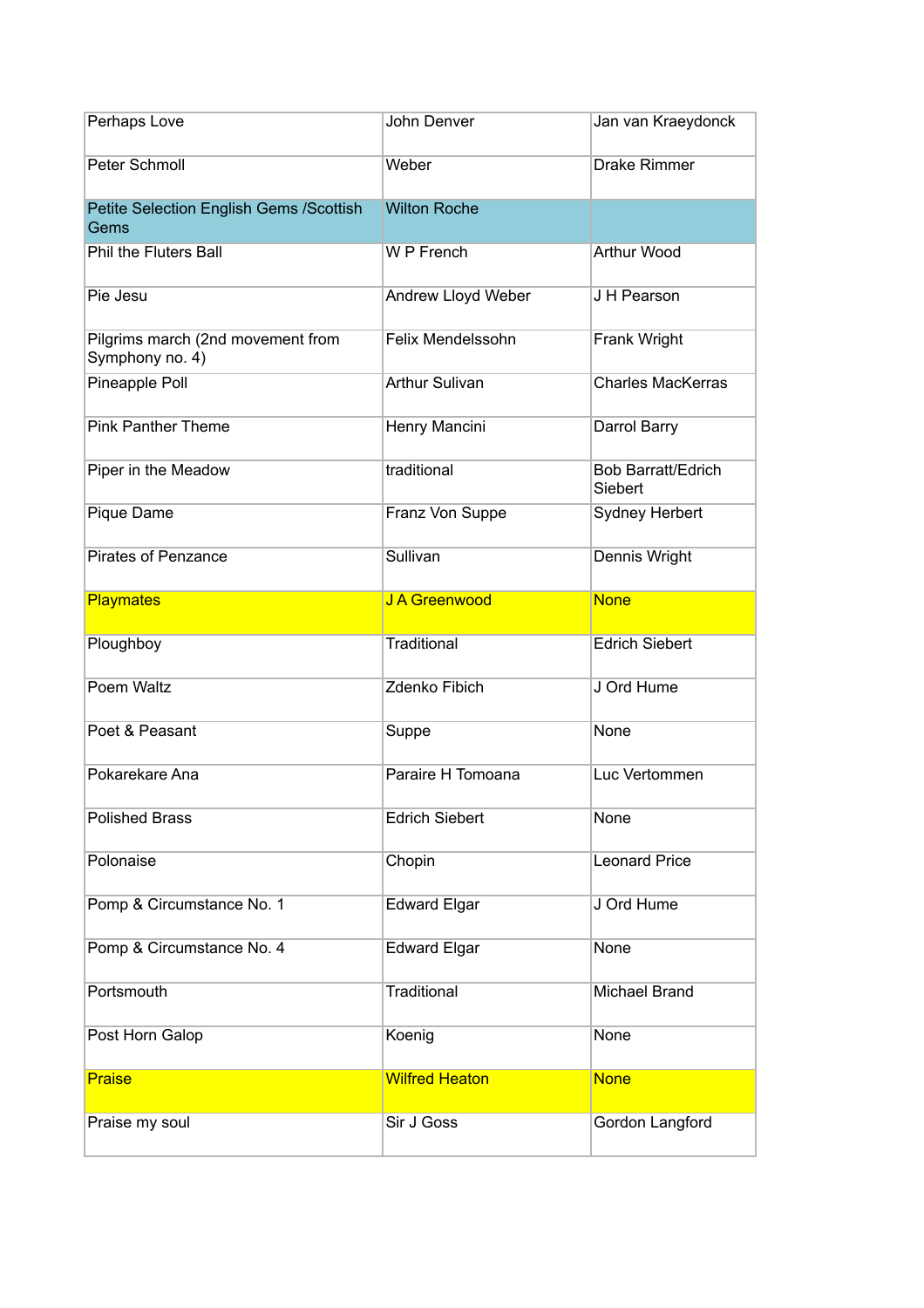| Perhaps Love | John Denver | Jan van Kraeydonck |
|---|---|---|
| Peter Schmoll | Weber | Drake Rimmer |
| Petite Selection English Gems /Scottish Gems | Wilton Roche | |
| Phil the Fluters Ball | W P French | Arthur Wood |
| Pie Jesu | Andrew Lloyd Weber | J H Pearson |
| Pilgrims march (2nd movement from Symphony no. 4) | Felix Mendelssohn | Frank Wright |
| Pineapple Poll | Arthur Sulivan | Charles MacKerras |
| Pink Panther Theme | Henry Mancini | Darrol Barry |
| Piper in the Meadow | traditional | Bob Barratt/Edrich Siebert |
| Pique Dame | Franz Von Suppe | Sydney Herbert |
| Pirates of Penzance | Sullivan | Dennis Wright |
| Playmates | J A Greenwood | None |
| Ploughboy | Traditional | Edrich Siebert |
| Poem Waltz | Zdenko Fibich | J Ord Hume |
| Poet & Peasant | Suppe | None |
| Pokarekare Ana | Paraire H Tomoana | Luc Vertommen |
| Polished Brass | Edrich Siebert | None |
| Polonaise | Chopin | Leonard Price |
| Pomp & Circumstance No. 1 | Edward Elgar | J Ord Hume |
| Pomp & Circumstance No. 4 | Edward Elgar | None |
| Portsmouth | Traditional | Michael Brand |
| Post Horn Galop | Koenig | None |
| Praise | Wilfred Heaton | None |
| Praise my soul | Sir J Goss | Gordon Langford |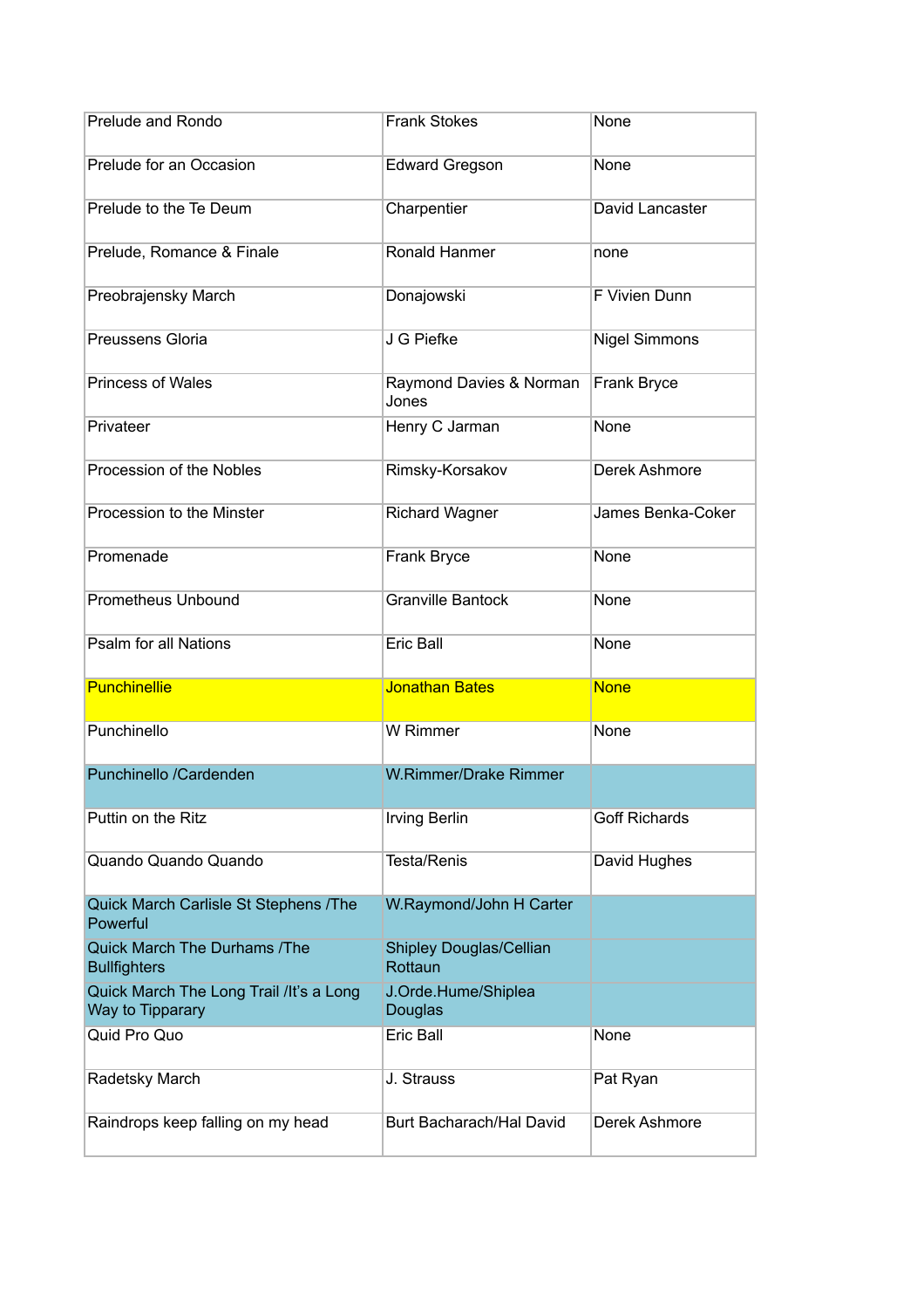| | | |
|---|---|---|
| Prelude and Rondo | Frank Stokes | None |
| Prelude for an Occasion | Edward Gregson | None |
| Prelude to the Te Deum | Charpentier | David Lancaster |
| Prelude, Romance & Finale | Ronald Hanmer | none |
| Preobrajensky March | Donajowski | F Vivien Dunn |
| Preussens Gloria | J G Piefke | Nigel Simmons |
| Princess of Wales | Raymond Davies & Norman Jones | Frank Bryce |
| Privateer | Henry C Jarman | None |
| Procession of the Nobles | Rimsky-Korsakov | Derek Ashmore |
| Procession to the Minster | Richard Wagner | James Benka-Coker |
| Promenade | Frank Bryce | None |
| Prometheus Unbound | Granville Bantock | None |
| Psalm for all Nations | Eric Ball | None |
| Punchinellie | Jonathan Bates | None |
| Punchinello | W Rimmer | None |
| Punchinello /Cardenden | W.Rimmer/Drake Rimmer | |
| Puttin on the Ritz | Irving Berlin | Goff Richards |
| Quando Quando Quando | Testa/Renis | David Hughes |
| Quick March Carlisle St Stephens /The Powerful | W.Raymond/John H Carter | |
| Quick March The Durhams /The Bullfighters | Shipley Douglas/Cellian Rottaun | |
| Quick March The Long Trail /It's a Long Way to Tipparary | J.Orde.Hume/Shiplea Douglas | |
| Quid Pro Quo | Eric Ball | None |
| Radetsky March | J. Strauss | Pat Ryan |
| Raindrops keep falling on my head | Burt Bacharach/Hal David | Derek Ashmore |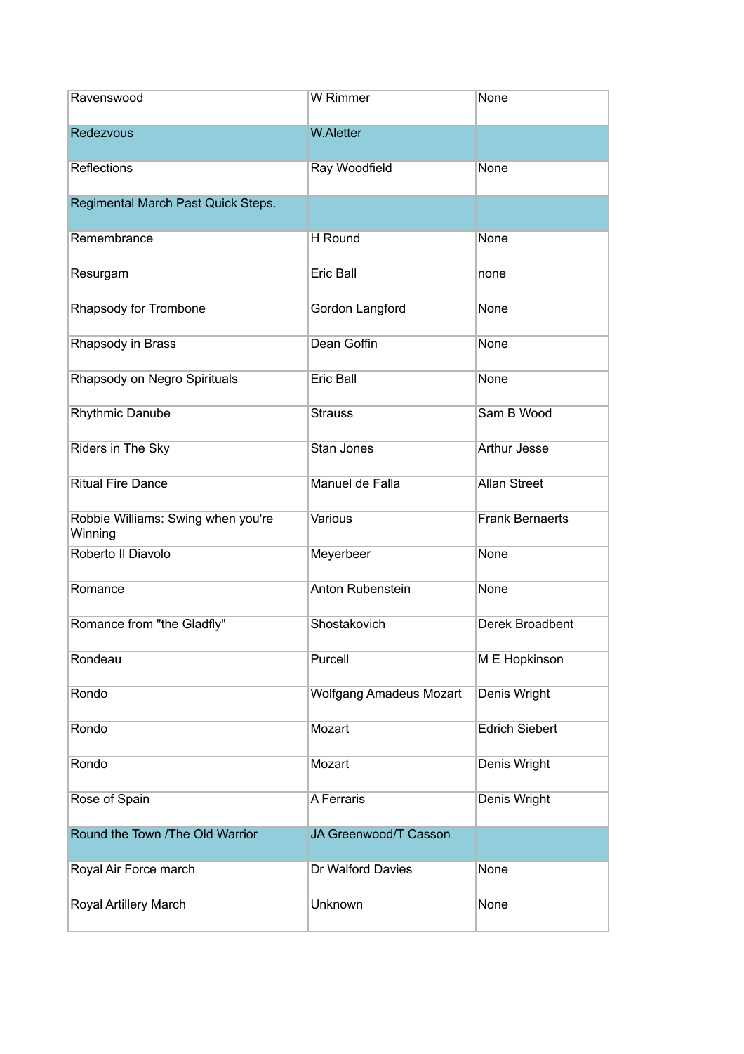| Ravenswood | W Rimmer | None |
|---|---|---|
| Redezvous | W.Aletter | |
| Reflections | Ray Woodfield | None |
| Regimental March Past Quick Steps. | | |
| Remembrance | H Round | None |
| Resurgam | Eric Ball | none |
| Rhapsody for Trombone | Gordon Langford | None |
| Rhapsody in Brass | Dean Goffin | None |
| Rhapsody on Negro Spirituals | Eric Ball | None |
| Rhythmic Danube | Strauss | Sam B Wood |
| Riders in The Sky | Stan Jones | Arthur Jesse |
| Ritual Fire Dance | Manuel de Falla | Allan Street |
| Robbie Williams: Swing when you're Winning | Various | Frank Bernaerts |
| Roberto Il Diavolo | Meyerbeer | None |
| Romance | Anton Rubenstein | None |
| Romance from "the Gladfly" | Shostakovich | Derek Broadbent |
| Rondeau | Purcell | M E Hopkinson |
| Rondo | Wolfgang Amadeus Mozart | Denis Wright |
| Rondo | Mozart | Edrich Siebert |
| Rondo | Mozart | Denis Wright |
| Rose of Spain | A Ferraris | Denis Wright |
| Round the Town /The Old Warrior | JA Greenwood/T Casson | |
| Royal Air Force march | Dr Walford Davies | None |
| Royal Artillery March | Unknown | None |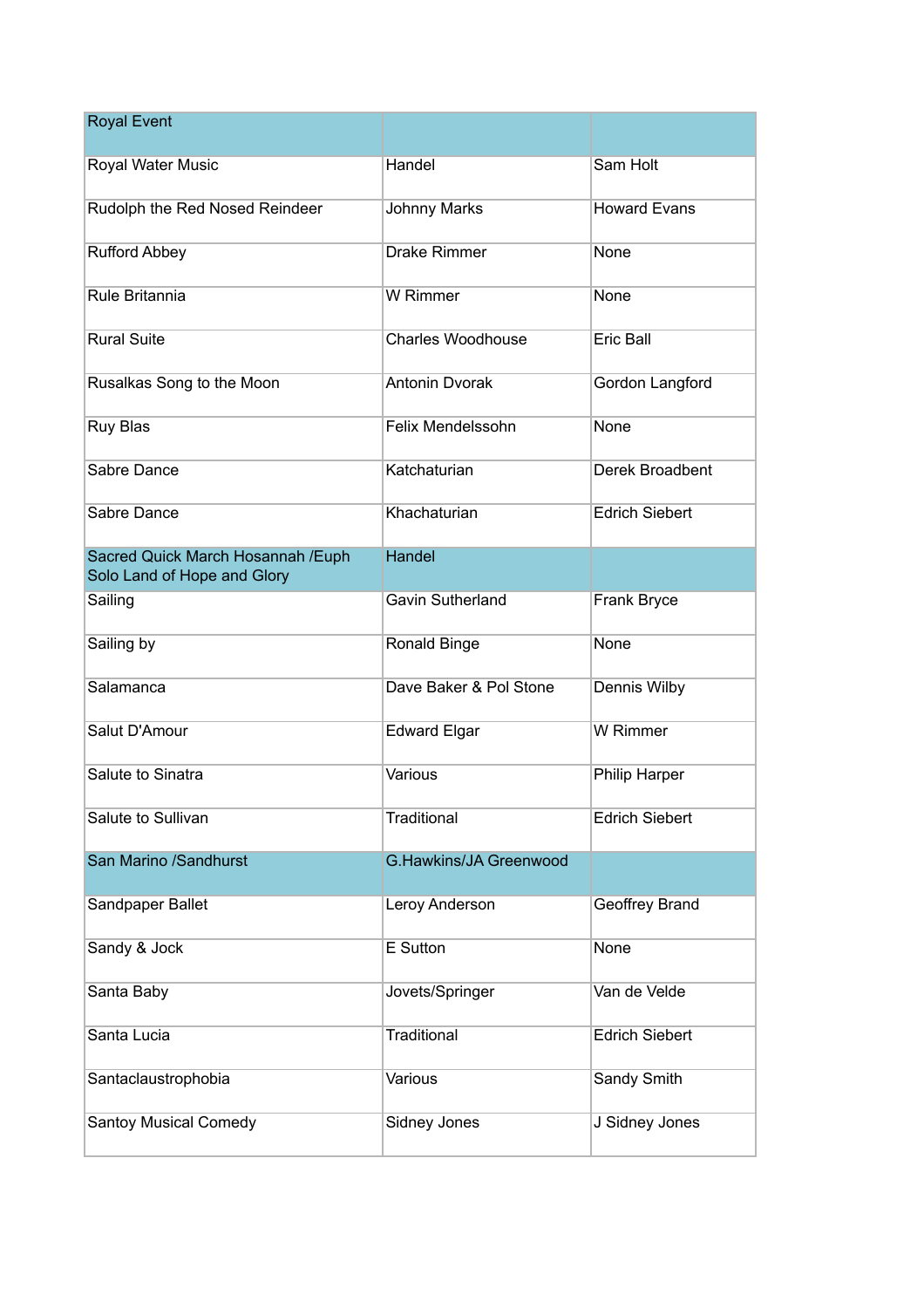| Royal Event | | |
|---|---|---|
| Royal Water Music | Handel | Sam Holt |
| Rudolph the Red Nosed Reindeer | Johnny Marks | Howard Evans |
| Rufford Abbey | Drake Rimmer | None |
| Rule Britannia | W Rimmer | None |
| Rural Suite | Charles Woodhouse | Eric Ball |
| Rusalkas Song to the Moon | Antonin Dvorak | Gordon Langford |
| Ruy Blas | Felix Mendelssohn | None |
| Sabre Dance | Katchaturian | Derek Broadbent |
| Sabre Dance | Khachaturian | Edrich Siebert |
| Sacred Quick March Hosannah /Euph Solo Land of Hope and Glory | Handel | |
| Sailing | Gavin Sutherland | Frank Bryce |
| Sailing by | Ronald Binge | None |
| Salamanca | Dave Baker & Pol Stone | Dennis Wilby |
| Salut D'Amour | Edward Elgar | W Rimmer |
| Salute to Sinatra | Various | Philip Harper |
| Salute to Sullivan | Traditional | Edrich Siebert |
| San Marino /Sandhurst | G.Hawkins/JA Greenwood | |
| Sandpaper Ballet | Leroy Anderson | Geoffrey Brand |
| Sandy & Jock | E Sutton | None |
| Santa Baby | Jovets/Springer | Van de Velde |
| Santa Lucia | Traditional | Edrich Siebert |
| Santaclaustrophobia | Various | Sandy Smith |
| Santoy Musical Comedy | Sidney Jones | J Sidney Jones |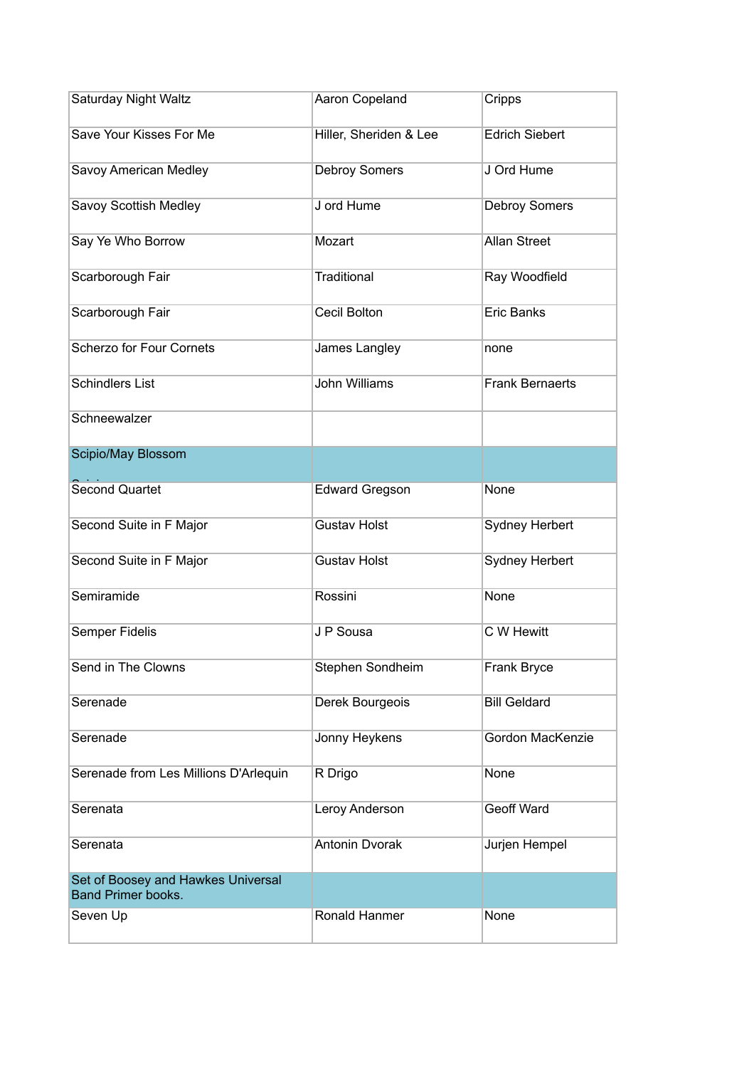| Saturday Night Waltz | Aaron Copeland | Cripps |
|---|---|---|
| Save Your Kisses For Me | Hiller, Sheriden & Lee | Edrich Siebert |
| Savoy American Medley | Debroy Somers | J Ord Hume |
| Savoy Scottish Medley | J ord Hume | Debroy Somers |
| Say Ye Who Borrow | Mozart | Allan Street |
| Scarborough Fair | Traditional | Ray Woodfield |
| Scarborough Fair | Cecil Bolton | Eric Banks |
| Scherzo for Four Cornets | James Langley | none |
| Schindlers List | John Williams | Frank Bernaerts |
| Schneewalzer | | |
| Scipio/May Blossom | | |
| Second Quartet | Edward Gregson | None |
| Second Suite in F Major | Gustav Holst | Sydney Herbert |
| Second Suite in F Major | Gustav Holst | Sydney Herbert |
| Semiramide | Rossini | None |
| Semper Fidelis | J P Sousa | C W Hewitt |
| Send in The Clowns | Stephen Sondheim | Frank Bryce |
| Serenade | Derek Bourgeois | Bill Geldard |
| Serenade | Jonny Heykens | Gordon MacKenzie |
| Serenade from Les Millions D'Arlequin | R Drigo | None |
| Serenata | Leroy Anderson | Geoff Ward |
| Serenata | Antonin Dvorak | Jurjen Hempel |
| Set of Boosey and Hawkes Universal Band Primer books. | | |
| Seven Up | Ronald Hanmer | None |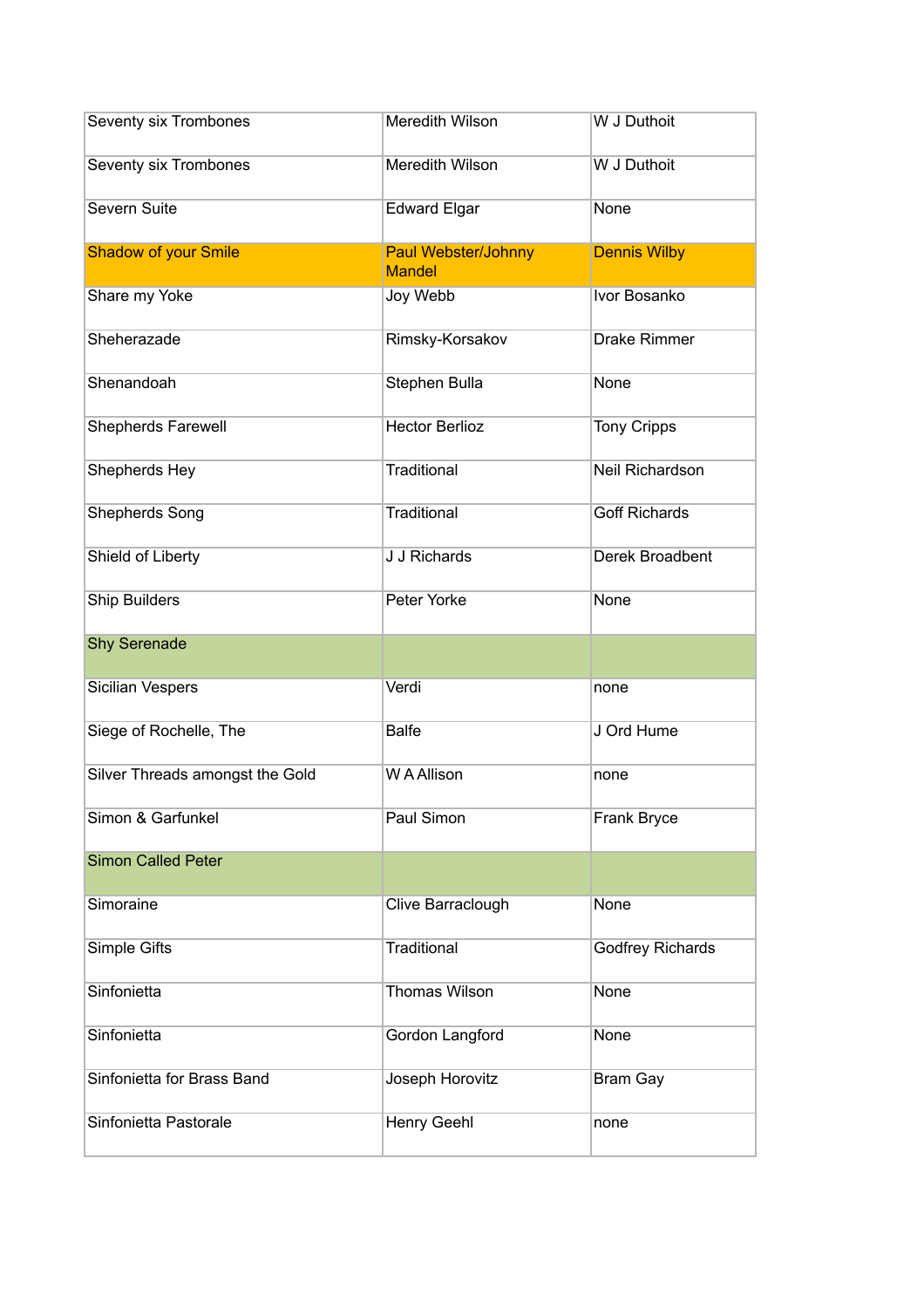| | | |
|---|---|---|
| Seventy six Trombones | Meredith Wilson | W J Duthoit |
| Seventy six Trombones | Meredith Wilson | W J Duthoit |
| Severn Suite | Edward Elgar | None |
| Shadow of your Smile | Paul Webster/Johnny Mandel | Dennis Wilby |
| Share my Yoke | Joy Webb | Ivor Bosanko |
| Sheherazade | Rimsky-Korsakov | Drake Rimmer |
| Shenandoah | Stephen Bulla | None |
| Shepherds Farewell | Hector Berlioz | Tony Cripps |
| Shepherds Hey | Traditional | Neil Richardson |
| Shepherds Song | Traditional | Goff Richards |
| Shield of Liberty | J J Richards | Derek Broadbent |
| Ship Builders | Peter Yorke | None |
| Shy Serenade | | |
| Sicilian Vespers | Verdi | none |
| Siege of Rochelle, The | Balfe | J Ord Hume |
| Silver Threads amongst the Gold | W A Allison | none |
| Simon & Garfunkel | Paul Simon | Frank Bryce |
| Simon Called Peter | | |
| Simoraine | Clive Barraclough | None |
| Simple Gifts | Traditional | Godfrey Richards |
| Sinfonietta | Thomas Wilson | None |
| Sinfonietta | Gordon Langford | None |
| Sinfonietta for Brass Band | Joseph Horovitz | Bram Gay |
| Sinfonietta Pastorale | Henry Geehl | none |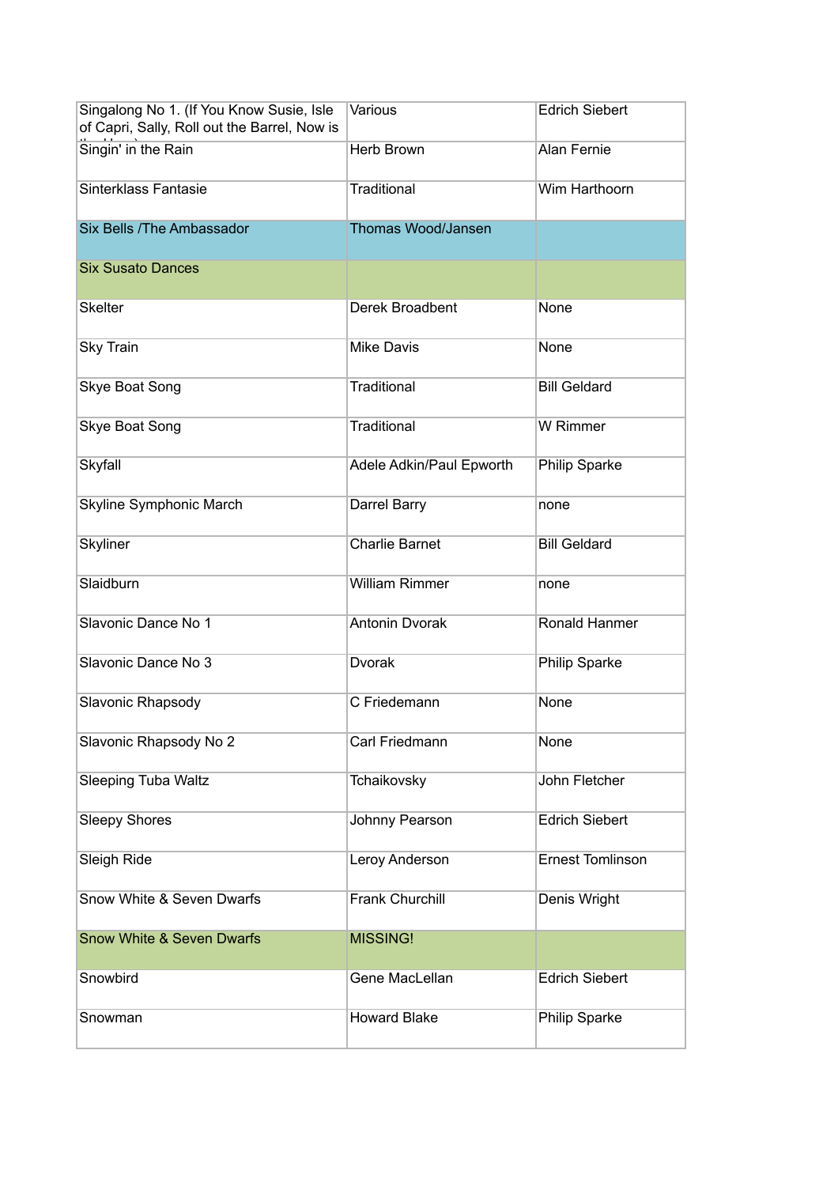| Singalong No 1. (If You Know Susie, Isle of Capri, Sally, Roll out the Barrel, Now is | Various | Edrich Siebert |
|---|---|---|
| Singin' in the Rain | Herb Brown | Alan Fernie |
| Sinterklass Fantasie | Traditional | Wim Harthoorn |
| Six Bells /The Ambassador | Thomas Wood/Jansen | |
| Six Susato Dances | | |
| Skelter | Derek Broadbent | None |
| Sky Train | Mike Davis | None |
| Skye Boat Song | Traditional | Bill Geldard |
| Skye Boat Song | Traditional | W Rimmer |
| Skyfall | Adele Adkin/Paul Epworth | Philip Sparke |
| Skyline Symphonic March | Darrel Barry | none |
| Skyliner | Charlie Barnet | Bill Geldard |
| Slaidburn | William Rimmer | none |
| Slavonic Dance No 1 | Antonin Dvorak | Ronald Hanmer |
| Slavonic Dance No 3 | Dvorak | Philip Sparke |
| Slavonic Rhapsody | C Friedemann | None |
| Slavonic Rhapsody No 2 | Carl Friedmann | None |
| Sleeping Tuba Waltz | Tchaikovsky | John Fletcher |
| Sleepy Shores | Johnny Pearson | Edrich Siebert |
| Sleigh Ride | Leroy Anderson | Ernest Tomlinson |
| Snow White & Seven Dwarfs | Frank Churchill | Denis Wright |
| Snow White & Seven Dwarfs | MISSING! | |
| Snowbird | Gene MacLellan | Edrich Siebert |
| Snowman | Howard Blake | Philip Sparke |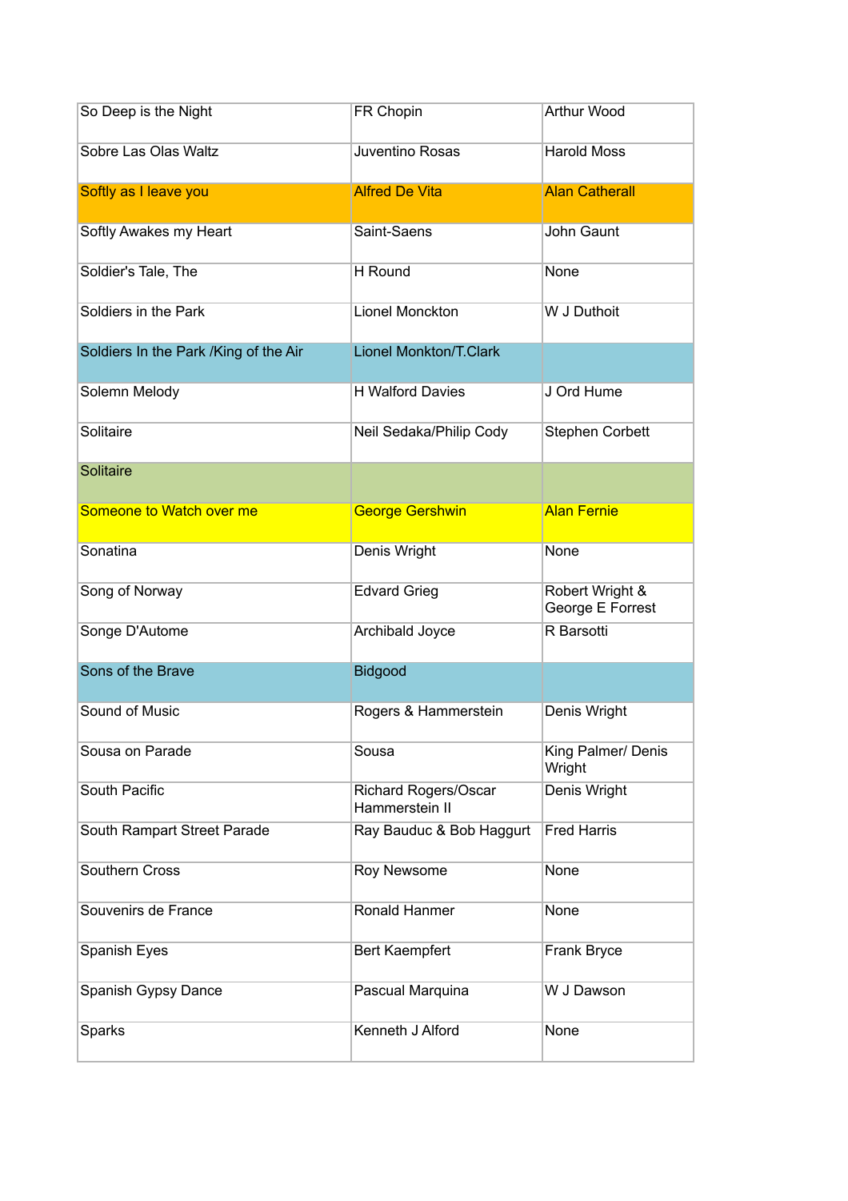| So Deep is the Night | FR Chopin | Arthur Wood |
|---|---|---|
| Sobre Las Olas Waltz | Juventino Rosas | Harold Moss |
| Softly as I leave you | Alfred De Vita | Alan Catherall |
| Softly Awakes my Heart | Saint-Saens | John Gaunt |
| Soldier's Tale, The | H Round | None |
| Soldiers in the Park | Lionel Monckton | W J Duthoit |
| Soldiers In the Park /King of the Air | Lionel Monkton/T.Clark | |
| Solemn Melody | H Walford Davies | J Ord Hume |
| Solitaire | Neil Sedaka/Philip Cody | Stephen Corbett |
| Solitaire | | |
| Someone to Watch over me | George Gershwin | Alan Fernie |
| Sonatina | Denis Wright | None |
| Song of Norway | Edvard Grieg | Robert Wright & George E Forrest |
| Songe D'Autome | Archibald Joyce | R Barsotti |
| Sons of the Brave | Bidgood | |
| Sound of Music | Rogers & Hammerstein | Denis Wright |
| Sousa on Parade | Sousa | King Palmer/ Denis Wright |
| South Pacific | Richard Rogers/Oscar Hammerstein II | Denis Wright |
| South Rampart Street Parade | Ray Bauduc & Bob Haggurt | Fred Harris |
| Southern Cross | Roy Newsome | None |
| Souvenirs de France | Ronald Hanmer | None |
| Spanish Eyes | Bert Kaempfert | Frank Bryce |
| Spanish Gypsy Dance | Pascual Marquina | W J Dawson |
| Sparks | Kenneth J Alford | None |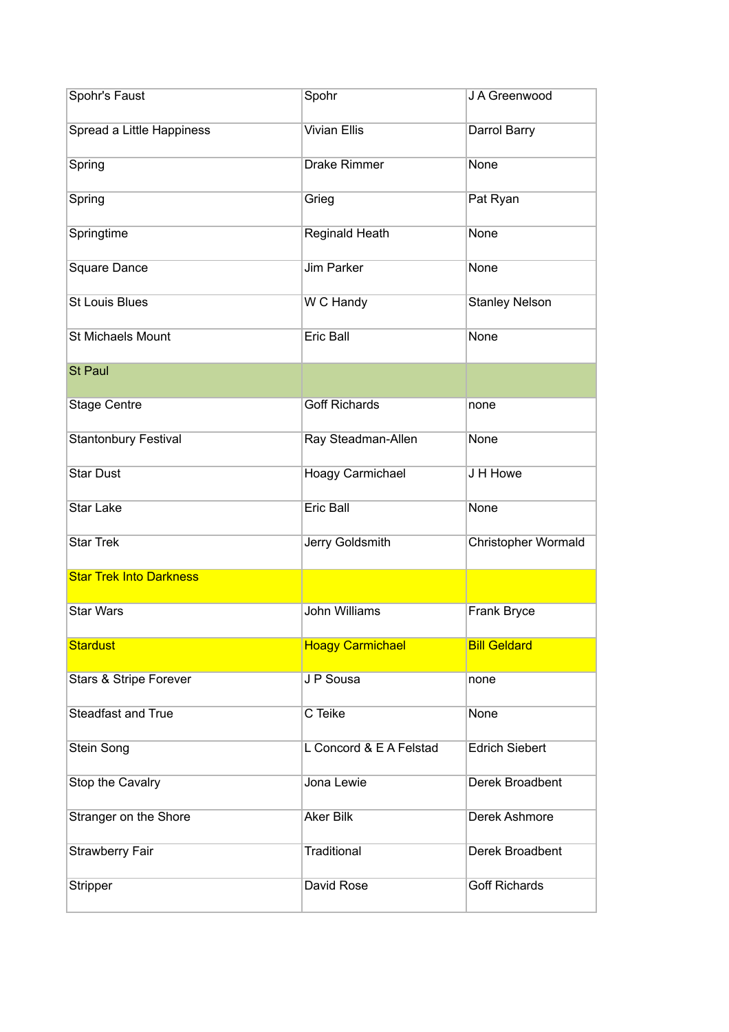| | | |
|---|---|---|
| Spohr's Faust | Spohr | J A Greenwood |
| Spread a Little Happiness | Vivian Ellis | Darrol Barry |
| Spring | Drake Rimmer | None |
| Spring | Grieg | Pat Ryan |
| Springtime | Reginald Heath | None |
| Square Dance | Jim Parker | None |
| St Louis Blues | W C Handy | Stanley Nelson |
| St Michaels Mount | Eric Ball | None |
| St Paul | | |
| Stage Centre | Goff Richards | none |
| Stantonbury Festival | Ray Steadman-Allen | None |
| Star Dust | Hoagy Carmichael | J H Howe |
| Star Lake | Eric Ball | None |
| Star Trek | Jerry Goldsmith | Christopher Wormald |
| Star Trek Into Darkness | | |
| Star Wars | John Williams | Frank Bryce |
| Stardust | Hoagy Carmichael | Bill Geldard |
| Stars & Stripe Forever | J P Sousa | none |
| Steadfast and True | C Teike | None |
| Stein Song | L Concord & E A Felstad | Edrich Siebert |
| Stop the Cavalry | Jona Lewie | Derek Broadbent |
| Stranger on the Shore | Aker Bilk | Derek Ashmore |
| Strawberry Fair | Traditional | Derek Broadbent |
| Stripper | David Rose | Goff Richards |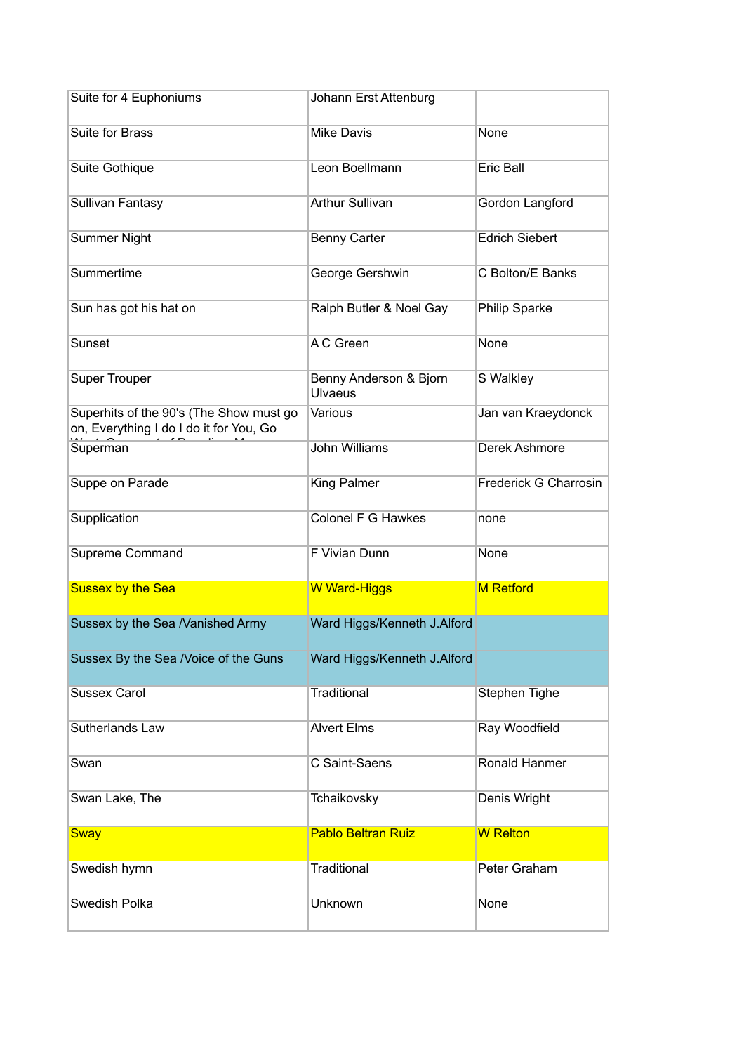| Suite for 4 Euphoniums | Johann Erst Attenburg | |
|---|---|---|
| Suite for Brass | Mike Davis | None |
| Suite Gothique | Leon Boellmann | Eric Ball |
| Sullivan Fantasy | Arthur Sullivan | Gordon Langford |
| Summer Night | Benny Carter | Edrich Siebert |
| Summertime | George Gershwin | C Bolton/E Banks |
| Sun has got his hat on | Ralph Butler & Noel Gay | Philip Sparke |
| Sunset | A C Green | None |
| Super Trouper | Benny Anderson & Bjorn Ulvaeus | S Walkley |
| Superhits of the 90's (The Show must go on, Everything I do I do it for You, Go | Various | Jan van Kraeydonck |
| Superman | John Williams | Derek Ashmore |
| Suppe on Parade | King Palmer | Frederick G Charrosin |
| Supplication | Colonel F G Hawkes | none |
| Supreme Command | F Vivian Dunn | None |
| Sussex by the Sea | W Ward-Higgs | M Retford |
| Sussex by the Sea /Vanished Army | Ward Higgs/Kenneth J.Alford | |
| Sussex By the Sea /Voice of the Guns | Ward Higgs/Kenneth J.Alford | |
| Sussex Carol | Traditional | Stephen Tighe |
| Sutherlands Law | Alvert Elms | Ray Woodfield |
| Swan | C Saint-Saens | Ronald Hanmer |
| Swan Lake, The | Tchaikovsky | Denis Wright |
| Sway | Pablo Beltran Ruiz | W Relton |
| Swedish hymn | Traditional | Peter Graham |
| Swedish Polka | Unknown | None |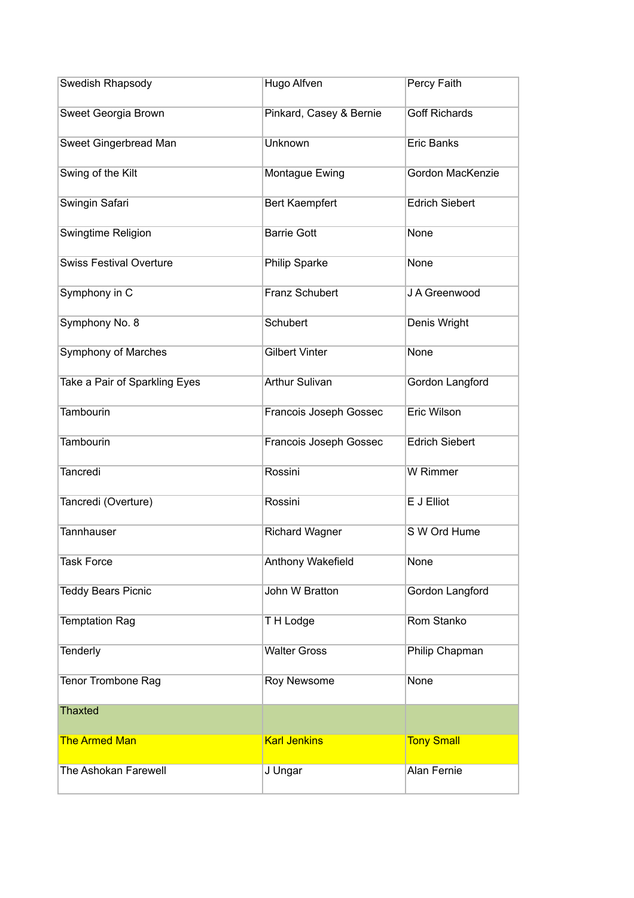| Swedish Rhapsody | Hugo Alfven | Percy Faith |
|---|---|---|
| Sweet Georgia Brown | Pinkard, Casey & Bernie | Goff Richards |
| Sweet Gingerbread Man | Unknown | Eric Banks |
| Swing of the Kilt | Montague Ewing | Gordon MacKenzie |
| Swingin Safari | Bert Kaempfert | Edrich Siebert |
| Swingtime Religion | Barrie Gott | None |
| Swiss Festival Overture | Philip Sparke | None |
| Symphony in C | Franz Schubert | J A Greenwood |
| Symphony No. 8 | Schubert | Denis Wright |
| Symphony of Marches | Gilbert Vinter | None |
| Take a Pair of Sparkling Eyes | Arthur Sulivan | Gordon Langford |
| Tambourin | Francois Joseph Gossec | Eric Wilson |
| Tambourin | Francois Joseph Gossec | Edrich Siebert |
| Tancredi | Rossini | W Rimmer |
| Tancredi (Overture) | Rossini | E J Elliot |
| Tannhauser | Richard Wagner | S W Ord Hume |
| Task Force | Anthony Wakefield | None |
| Teddy Bears Picnic | John W Bratton | Gordon Langford |
| Temptation Rag | T H Lodge | Rom Stanko |
| Tenderly | Walter Gross | Philip Chapman |
| Tenor Trombone Rag | Roy Newsome | None |
| Thaxted | | |
| The Armed Man | Karl Jenkins | Tony Small |
| The Ashokan Farewell | J Ungar | Alan Fernie |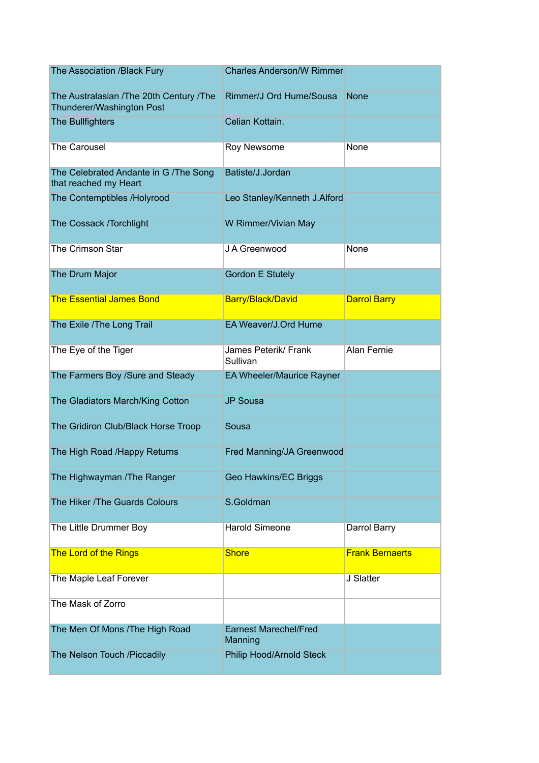| | | |
|---|---|---|
| The Association /Black Fury | Charles Anderson/W Rimmer | |
| The Australasian /The 20th Century /The Thunderer/Washington Post | Rimmer/J Ord Hume/Sousa | None |
| The Bullfighters | Celian Kottain. | |
| The Carousel | Roy Newsome | None |
| The Celebrated Andante in G /The Song that reached my Heart | Batiste/J.Jordan | |
| The Contemptibles /Holyrood | Leo Stanley/Kenneth J.Alford | |
| The Cossack /Torchlight | W Rimmer/Vivian May | |
| The Crimson Star | J A Greenwood | None |
| The Drum Major | Gordon E Stutely | |
| The Essential James Bond | Barry/Black/David | Darrol Barry |
| The Exile /The Long Trail | EA Weaver/J.Ord Hume | |
| The Eye of the Tiger | James Peterik/ Frank Sullivan | Alan Fernie |
| The Farmers Boy /Sure and Steady | EA Wheeler/Maurice Rayner | |
| The Gladiators March/King Cotton | JP Sousa | |
| The Gridiron Club/Black Horse Troop | Sousa | |
| The High Road /Happy Returns | Fred Manning/JA Greenwood | |
| The Highwayman /The Ranger | Geo Hawkins/EC Briggs | |
| The Hiker /The Guards Colours | S.Goldman | |
| The Little Drummer Boy | Harold Simeone | Darrol Barry |
| The Lord of the Rings | Shore | Frank Bernaerts |
| The Maple Leaf Forever | | J Slatter |
| The Mask of Zorro | | |
| The Men Of Mons /The High Road | Earnest Marechel/Fred Manning | |
| The Nelson Touch /Piccadily | Philip Hood/Arnold Steck | |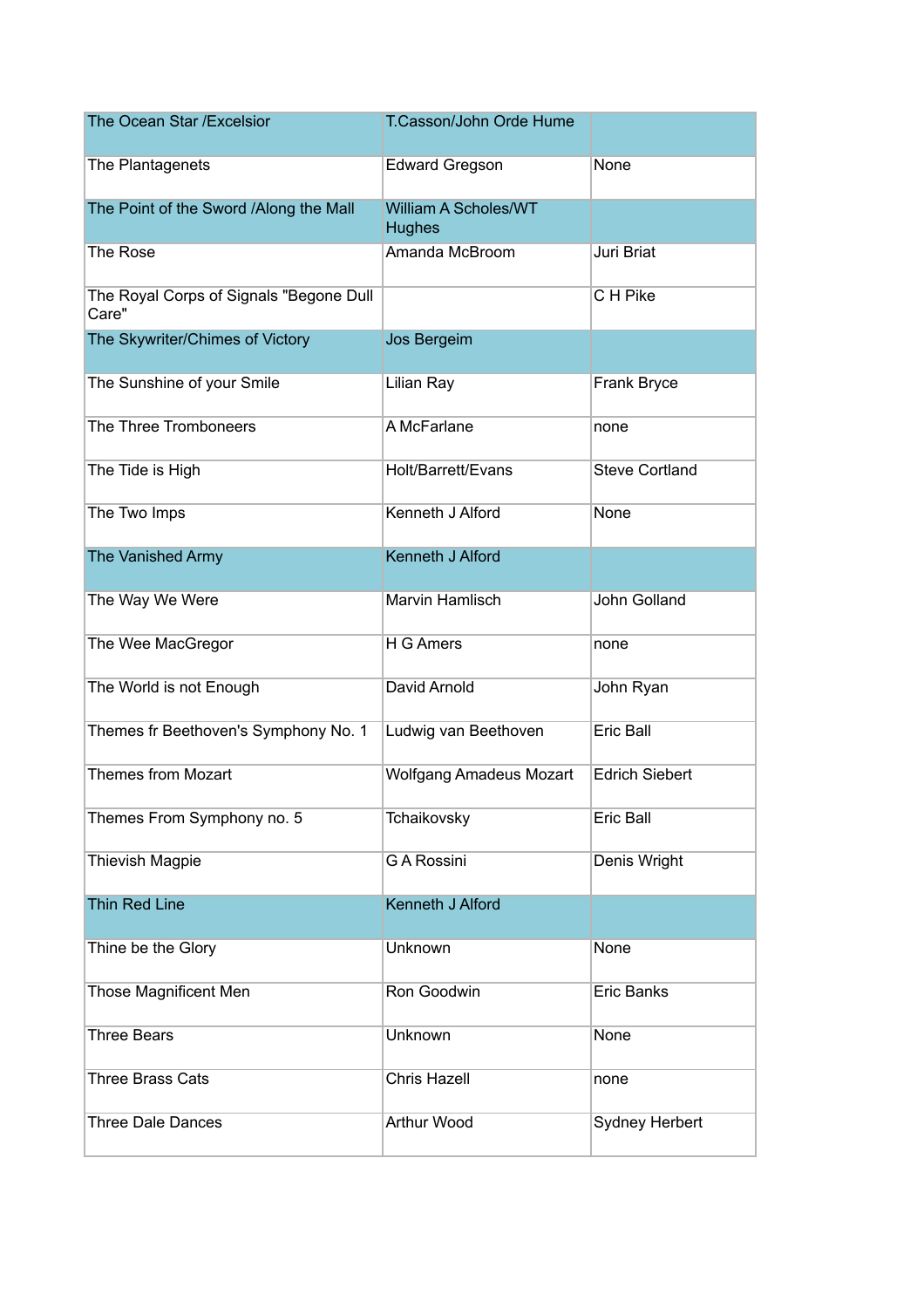| | | |
|---|---|---|
| The Ocean Star /Excelsior | T.Casson/John Orde Hume | |
| The Plantagenets | Edward Gregson | None |
| The Point of the Sword /Along the Mall | William A Scholes/WT Hughes | |
| The Rose | Amanda McBroom | Juri Briat |
| The Royal Corps of Signals "Begone Dull Care" | | C H Pike |
| The Skywriter/Chimes of Victory | Jos Bergeim | |
| The Sunshine of your Smile | Lilian Ray | Frank Bryce |
| The Three Tromboneers | A McFarlane | none |
| The Tide is High | Holt/Barrett/Evans | Steve Cortland |
| The Two Imps | Kenneth J Alford | None |
| The Vanished Army | Kenneth J Alford | |
| The Way We Were | Marvin Hamlisch | John Golland |
| The Wee MacGregor | H G Amers | none |
| The World is not Enough | David Arnold | John Ryan |
| Themes fr Beethoven's Symphony No. 1 | Ludwig van Beethoven | Eric Ball |
| Themes from Mozart | Wolfgang Amadeus Mozart | Edrich Siebert |
| Themes From Symphony no. 5 | Tchaikovsky | Eric Ball |
| Thievish Magpie | G A Rossini | Denis Wright |
| Thin Red Line | Kenneth J Alford | |
| Thine be the Glory | Unknown | None |
| Those Magnificent Men | Ron Goodwin | Eric Banks |
| Three Bears | Unknown | None |
| Three Brass Cats | Chris Hazell | none |
| Three Dale Dances | Arthur Wood | Sydney Herbert |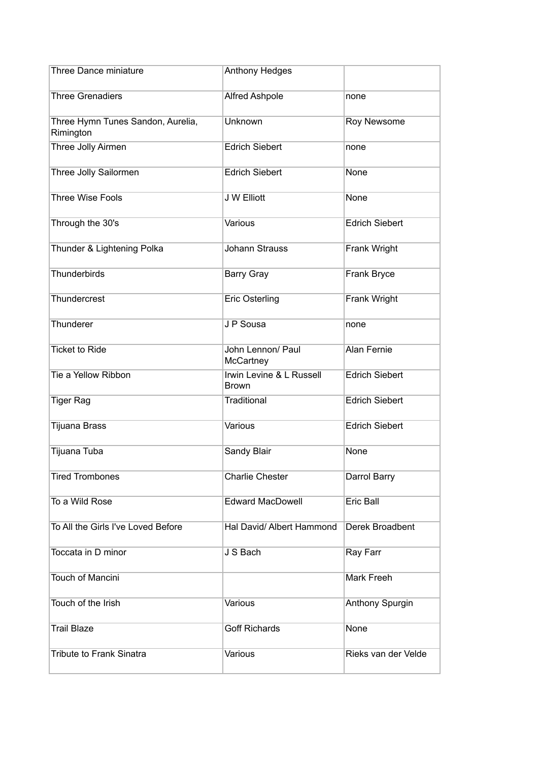| Three Dance miniature | Anthony Hedges | |
|---|---|---|
| Three Grenadiers | Alfred Ashpole | none |
| Three Hymn Tunes Sandon, Aurelia, Rimington | Unknown | Roy Newsome |
| Three Jolly Airmen | Edrich Siebert | none |
| Three Jolly Sailormen | Edrich Siebert | None |
| Three Wise Fools | J W Elliott | None |
| Through the 30's | Various | Edrich Siebert |
| Thunder & Lightening Polka | Johann Strauss | Frank Wright |
| Thunderbirds | Barry Gray | Frank Bryce |
| Thundercrest | Eric Osterling | Frank Wright |
| Thunderer | J P Sousa | none |
| Ticket to Ride | John Lennon/ Paul McCartney | Alan Fernie |
| Tie a Yellow Ribbon | Irwin Levine & L Russell Brown | Edrich Siebert |
| Tiger Rag | Traditional | Edrich Siebert |
| Tijuana Brass | Various | Edrich Siebert |
| Tijuana Tuba | Sandy Blair | None |
| Tired Trombones | Charlie Chester | Darrol Barry |
| To a Wild Rose | Edward MacDowell | Eric Ball |
| To All the Girls I've Loved Before | Hal David/ Albert Hammond | Derek Broadbent |
| Toccata in D minor | J S Bach | Ray Farr |
| Touch of Mancini | | Mark Freeh |
| Touch of the Irish | Various | Anthony Spurgin |
| Trail Blaze | Goff Richards | None |
| Tribute to Frank Sinatra | Various | Rieks van der Velde |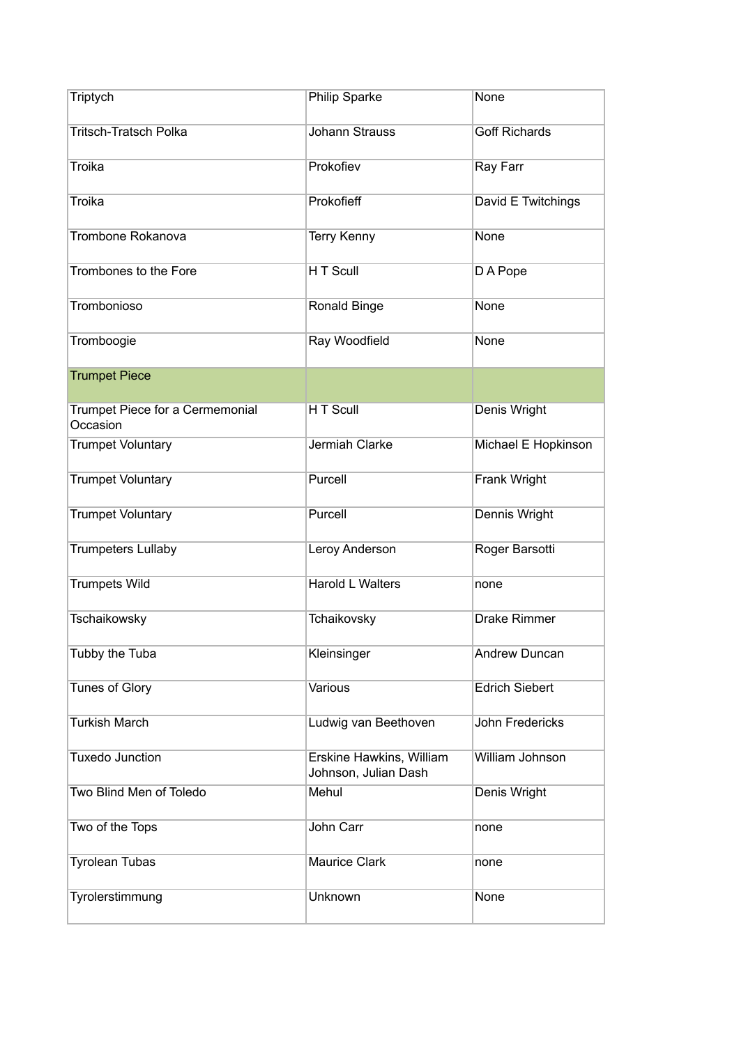| Triptych | Philip Sparke | None |
|---|---|---|
| Tritsch-Tratsch Polka | Johann Strauss | Goff Richards |
| Troika | Prokofiev | Ray Farr |
| Troika | Prokofieff | David E Twitchings |
| Trombone Rokanova | Terry Kenny | None |
| Trombones to the Fore | H T Scull | D A Pope |
| Trombonioso | Ronald Binge | None |
| Tromboogie | Ray Woodfield | None |
| Trumpet Piece | | |
| Trumpet Piece for a Cermemonial Occasion | H T Scull | Denis Wright |
| Trumpet Voluntary | Jermiah Clarke | Michael E Hopkinson |
| Trumpet Voluntary | Purcell | Frank Wright |
| Trumpet Voluntary | Purcell | Dennis Wright |
| Trumpeters Lullaby | Leroy Anderson | Roger Barsotti |
| Trumpets Wild | Harold L Walters | none |
| Tschaikowsky | Tchaikovsky | Drake Rimmer |
| Tubby the Tuba | Kleinsinger | Andrew Duncan |
| Tunes of Glory | Various | Edrich Siebert |
| Turkish March | Ludwig van Beethoven | John Fredericks |
| Tuxedo Junction | Erskine Hawkins, William Johnson, Julian Dash | William Johnson |
| Two Blind Men of Toledo | Mehul | Denis Wright |
| Two of the Tops | John Carr | none |
| Tyrolean Tubas | Maurice Clark | none |
| Tyrolerstimmung | Unknown | None |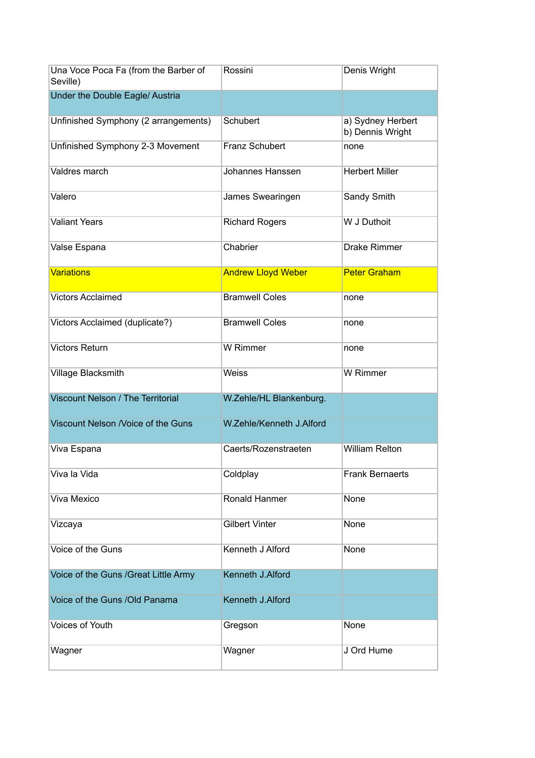| Una Voce Poca Fa (from the Barber of Seville) | Rossini | Denis Wright |
|---|---|---|
| Under the Double Eagle/ Austria | | |
| Unfinished Symphony (2 arrangements) | Schubert | a) Sydney Herbert<br>b) Dennis Wright |
| Unfinished Symphony 2-3 Movement | Franz Schubert | none |
| Valdres march | Johannes Hanssen | Herbert Miller |
| Valero | James Swearingen | Sandy Smith |
| Valiant Years | Richard Rogers | W J Duthoit |
| Valse Espana | Chabrier | Drake Rimmer |
| Variations | Andrew Lloyd Weber | Peter Graham |
| Victors Acclaimed | Bramwell Coles | none |
| Victors Acclaimed (duplicate?) | Bramwell Coles | none |
| Victors Return | W Rimmer | none |
| Village Blacksmith | Weiss | W Rimmer |
| Viscount Nelson / The Territorial | W.Zehle/HL Blankenburg. | |
| Viscount Nelson /Voice of the Guns | W.Zehle/Kenneth J.Alford | |
| Viva Espana | Caerts/Rozenstraeten | William Relton |
| Viva la Vida | Coldplay | Frank Bernaerts |
| Viva Mexico | Ronald Hanmer | None |
| Vizcaya | Gilbert Vinter | None |
| Voice of the Guns | Kenneth J Alford | None |
| Voice of the Guns /Great Little Army | Kenneth J.Alford | |
| Voice of the Guns /Old Panama | Kenneth J.Alford | |
| Voices of Youth | Gregson | None |
| Wagner | Wagner | J Ord Hume |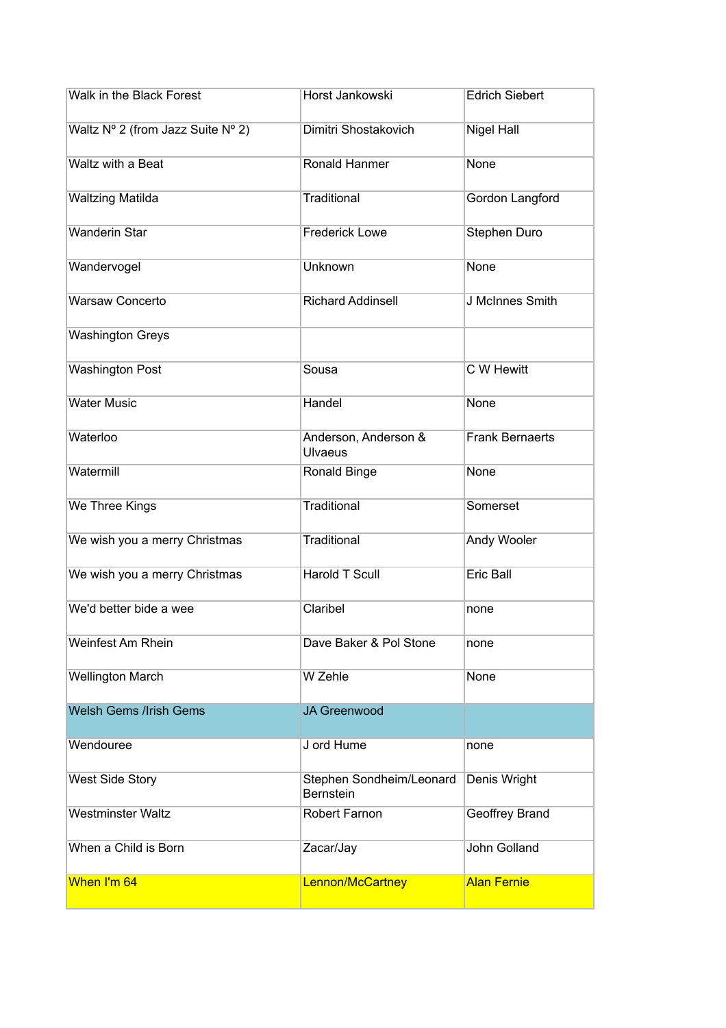| | | |
|---|---|---|
| Walk in the Black Forest | Horst Jankowski | Edrich Siebert |
| Waltz Nº 2 (from Jazz Suite Nº 2) | Dimitri Shostakovich | Nigel Hall |
| Waltz with a Beat | Ronald Hanmer | None |
| Waltzing Matilda | Traditional | Gordon Langford |
| Wanderin Star | Frederick Lowe | Stephen Duro |
| Wandervogel | Unknown | None |
| Warsaw Concerto | Richard Addinsell | J McInnes Smith |
| Washington Greys | | |
| Washington Post | Sousa | C W Hewitt |
| Water Music | Handel | None |
| Waterloo | Anderson, Anderson & Ulvaeus | Frank Bernaerts |
| Watermill | Ronald Binge | None |
| We Three Kings | Traditional | Somerset |
| We wish you a merry Christmas | Traditional | Andy Wooler |
| We wish you a merry Christmas | Harold T Scull | Eric Ball |
| We'd better bide a wee | Claribel | none |
| Weinfest Am Rhein | Dave Baker & Pol Stone | none |
| Wellington March | W Zehle | None |
| Welsh Gems /Irish Gems | JA Greenwood | |
| Wendouree | J ord Hume | none |
| West Side Story | Stephen Sondheim/Leonard Bernstein | Denis Wright |
| Westminster Waltz | Robert Farnon | Geoffrey Brand |
| When a Child is Born | Zacar/Jay | John Golland |
| When I'm 64 | Lennon/McCartney | Alan Fernie |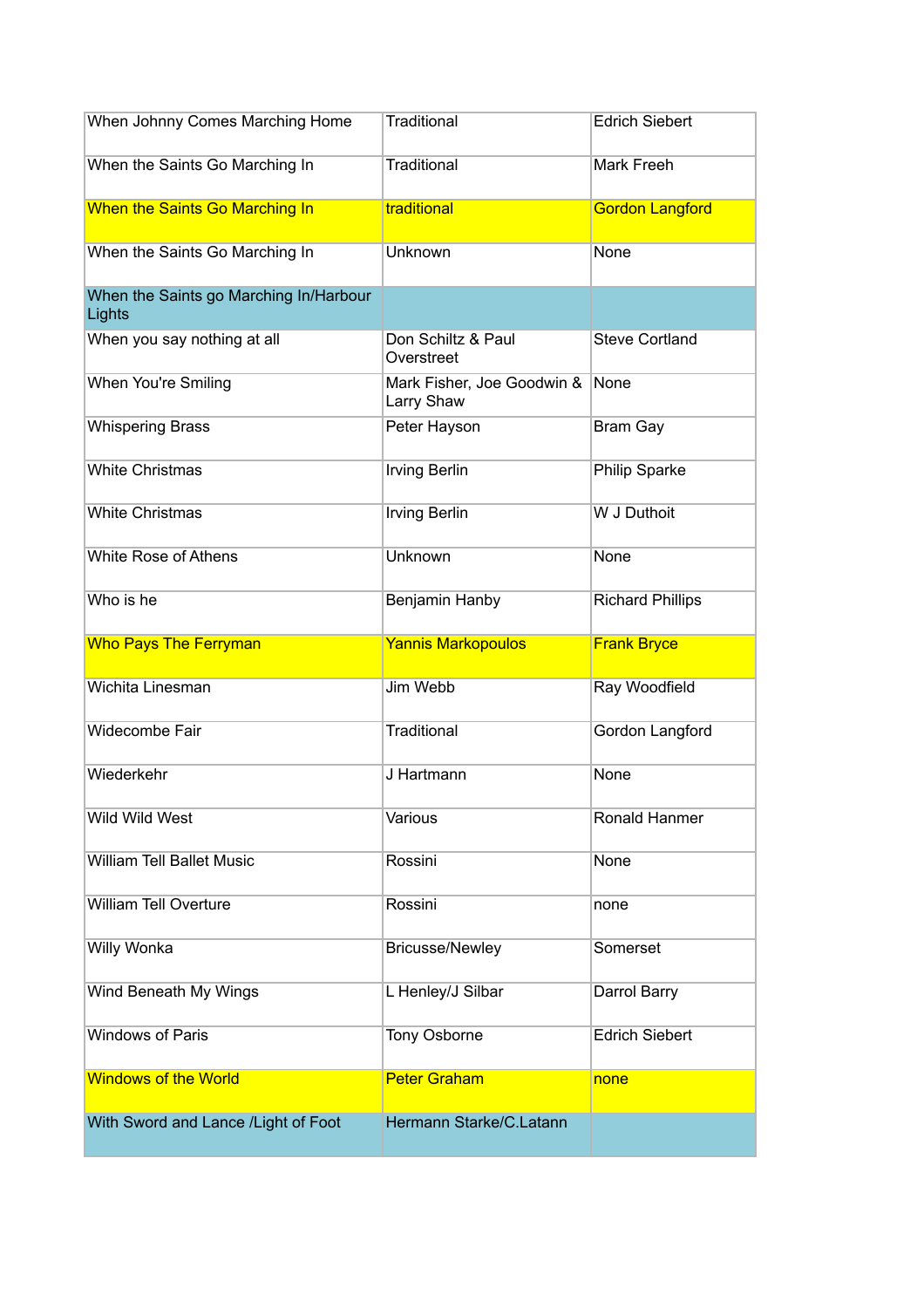| When Johnny Comes Marching Home | Traditional | Edrich Siebert |
|---|---|---|
| When the Saints Go Marching In | Traditional | Mark Freeh |
| When the Saints Go Marching In | traditional | Gordon Langford |
| When the Saints Go Marching In | Unknown | None |
| When the Saints go Marching In/Harbour Lights | | |
| When you say nothing at all | Don Schiltz & Paul Overstreet | Steve Cortland |
| When You're Smiling | Mark Fisher, Joe Goodwin & Larry Shaw | None |
| Whispering Brass | Peter Hayson | Bram Gay |
| White Christmas | Irving Berlin | Philip Sparke |
| White Christmas | Irving Berlin | W J Duthoit |
| White Rose of Athens | Unknown | None |
| Who is he | Benjamin Hanby | Richard Phillips |
| Who Pays The Ferryman | Yannis Markopoulos | Frank Bryce |
| Wichita Linesman | Jim Webb | Ray Woodfield |
| Widecombe Fair | Traditional | Gordon Langford |
| Wiederkehr | J Hartmann | None |
| Wild Wild West | Various | Ronald Hanmer |
| William Tell Ballet Music | Rossini | None |
| William Tell Overture | Rossini | none |
| Willy Wonka | Bricusse/Newley | Somerset |
| Wind Beneath My Wings | L Henley/J Silbar | Darrol Barry |
| Windows of Paris | Tony Osborne | Edrich Siebert |
| Windows of the World | Peter Graham | none |
| With Sword and Lance /Light of Foot | Hermann Starke/C.Latann | |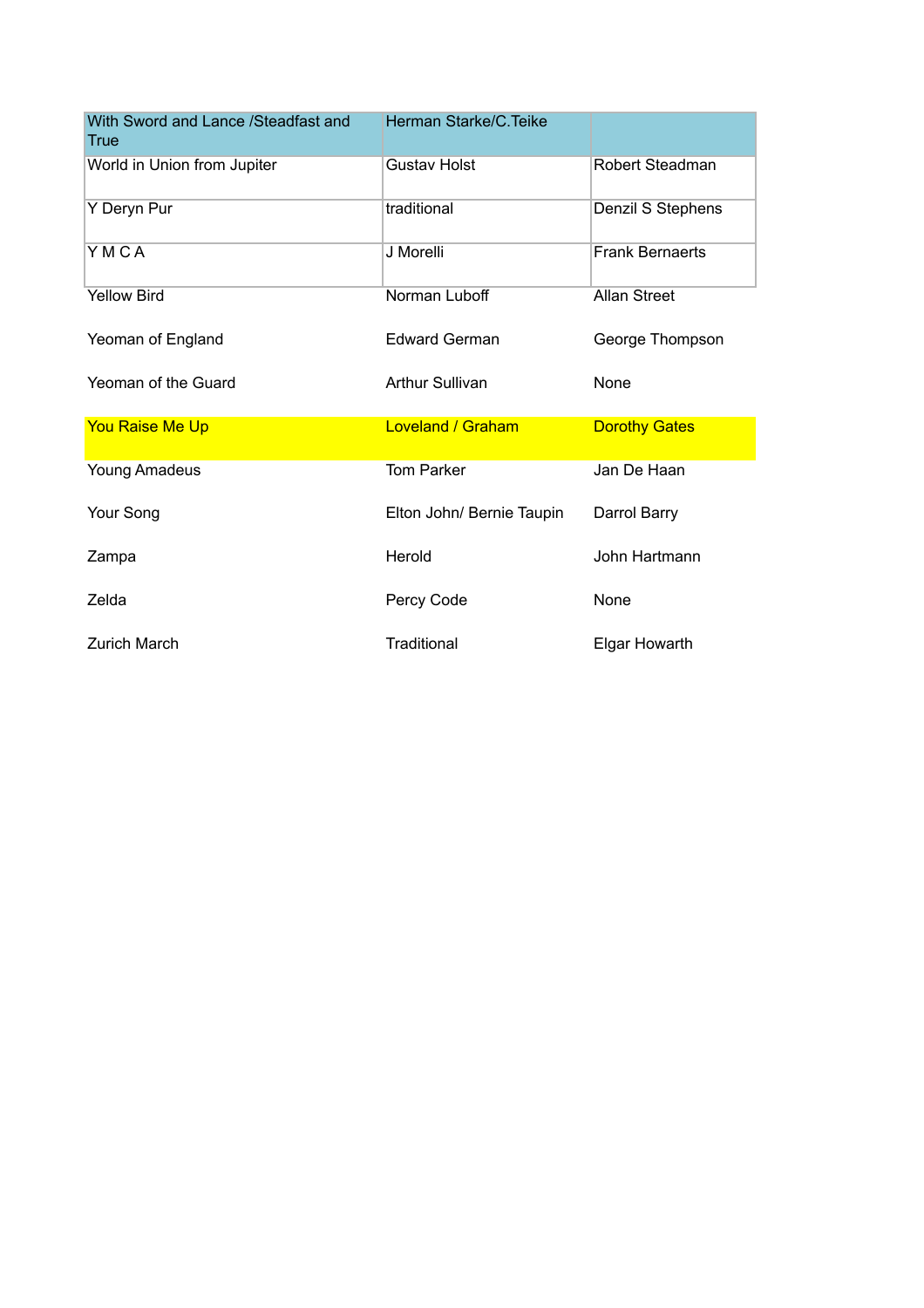| | | |
|---|---|---|
| With Sword and Lance /Steadfast and True | Herman Starke/C.Teike | |
| World in Union from Jupiter | Gustav Holst | Robert Steadman |
| Y Deryn Pur | traditional | Denzil S Stephens |
| Y M C A | J Morelli | Frank Bernaerts |
| Yellow Bird | Norman Luboff | Allan Street |
| Yeoman of England | Edward German | George Thompson |
| Yeoman of the Guard | Arthur Sullivan | None |
| You Raise Me Up | Loveland / Graham | Dorothy Gates |
| Young Amadeus | Tom Parker | Jan De Haan |
| Your Song | Elton John/ Bernie Taupin | Darrol Barry |
| Zampa | Herold | John Hartmann |
| Zelda | Percy Code | None |
| Zurich March | Traditional | Elgar Howarth |